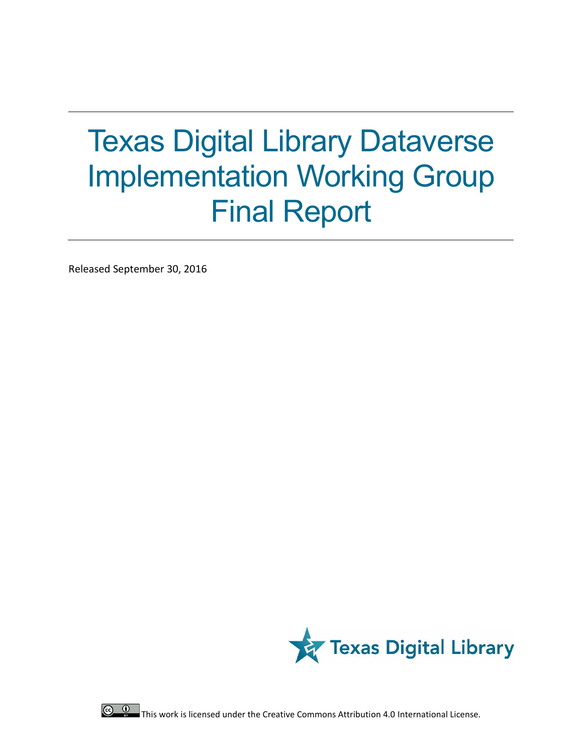# Texas Digital Library Dataverse Implementation Working Group Final Report

Released September 30, 2016

Texas Digital Library

This work is licensed under the Creative Commons Attribution 4.0 International License.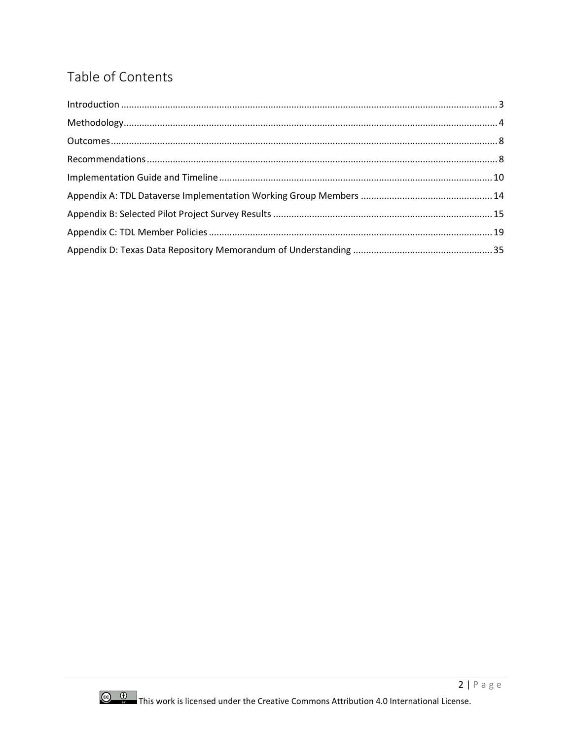# Table of Contents

Introduction ........ 3
Methodology ........ 4
Outcomes ........ 8
Recommendations ........ 8
Implementation Guide and Timeline ........ 10
Appendix A: TDL Dataverse Implementation Working Group Members ........ 14
Appendix B: Selected Pilot Project Survey Results ........ 15
Appendix C: TDL Member Policies ........ 19
Appendix D: Texas Data Repository Memorandum of Understanding ........ 35

This work is licensed under the Creative Commons Attribution 4.0 International License.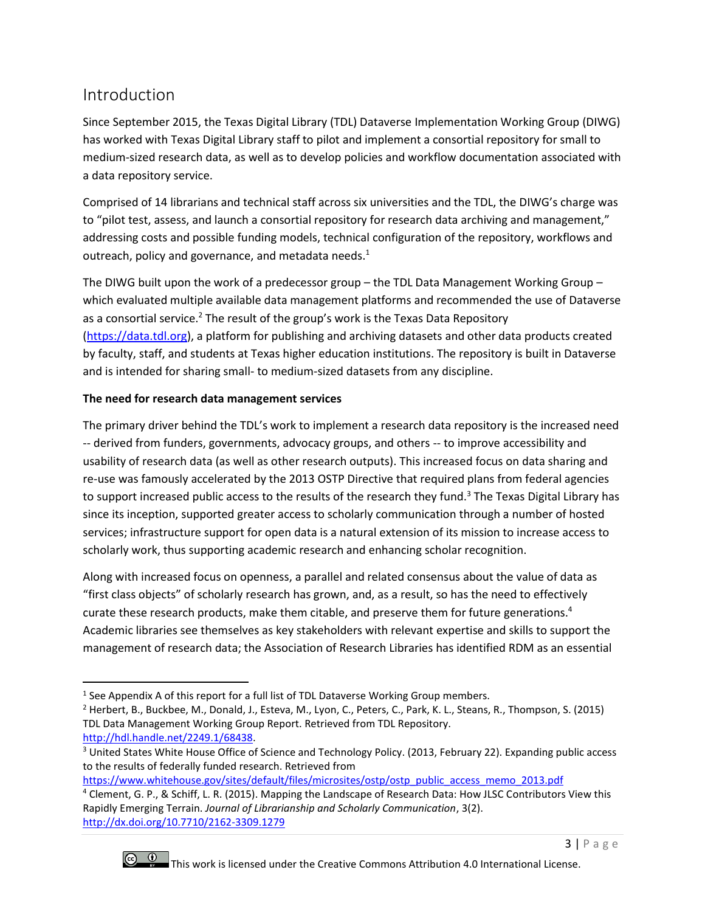## Introduction

Since September 2015, the Texas Digital Library (TDL) Dataverse Implementation Working Group (DIWG) has worked with Texas Digital Library staff to pilot and implement a consortial repository for small to medium-sized research data, as well as to develop policies and workflow documentation associated with a data repository service.

Comprised of 14 librarians and technical staff across six universities and the TDL, the DIWG's charge was to "pilot test, assess, and launch a consortial repository for research data archiving and management," addressing costs and possible funding models, technical configuration of the repository, workflows and outreach, policy and governance, and metadata needs.[1]

The DIWG built upon the work of a predecessor group – the TDL Data Management Working Group – which evaluated multiple available data management platforms and recommended the use of Dataverse as a consortial service.[2] The result of the group's work is the Texas Data Repository (https://data.tdl.org), a platform for publishing and archiving datasets and other data products created by faculty, staff, and students at Texas higher education institutions. The repository is built in Dataverse and is intended for sharing small- to medium-sized datasets from any discipline.

**The need for research data management services**

The primary driver behind the TDL's work to implement a research data repository is the increased need -- derived from funders, governments, advocacy groups, and others -- to improve accessibility and usability of research data (as well as other research outputs). This increased focus on data sharing and re-use was famously accelerated by the 2013 OSTP Directive that required plans from federal agencies to support increased public access to the results of the research they fund.[3] The Texas Digital Library has since its inception, supported greater access to scholarly communication through a number of hosted services; infrastructure support for open data is a natural extension of its mission to increase access to scholarly work, thus supporting academic research and enhancing scholar recognition.

Along with increased focus on openness, a parallel and related consensus about the value of data as "first class objects" of scholarly research has grown, and, as a result, so has the need to effectively curate these research products, make them citable, and preserve them for future generations.[4] Academic libraries see themselves as key stakeholders with relevant expertise and skills to support the management of research data; the Association of Research Libraries has identified RDM as an essential

---

[1] See Appendix A of this report for a full list of TDL Dataverse Working Group members.

[2] Herbert, B., Buckbee, M., Donald, J., Esteva, M., Lyon, C., Peters, C., Park, K. L., Steans, R., Thompson, S. (2015) TDL Data Management Working Group Report. Retrieved from TDL Repository. http://hdl.handle.net/2249.1/68438.

[3] United States White House Office of Science and Technology Policy. (2013, February 22). Expanding public access to the results of federally funded research. Retrieved from https://www.whitehouse.gov/sites/default/files/microsites/ostp/ostp_public_access_memo_2013.pdf

[4] Clement, G. P., & Schiff, L. R. (2015). Mapping the Landscape of Research Data: How JLSC Contributors View this Rapidly Emerging Terrain. *Journal of Librarianship and Scholarly Communication*, 3(2). http://dx.doi.org/10.7710/2162-3309.1279

This work is licensed under the Creative Commons Attribution 4.0 International License.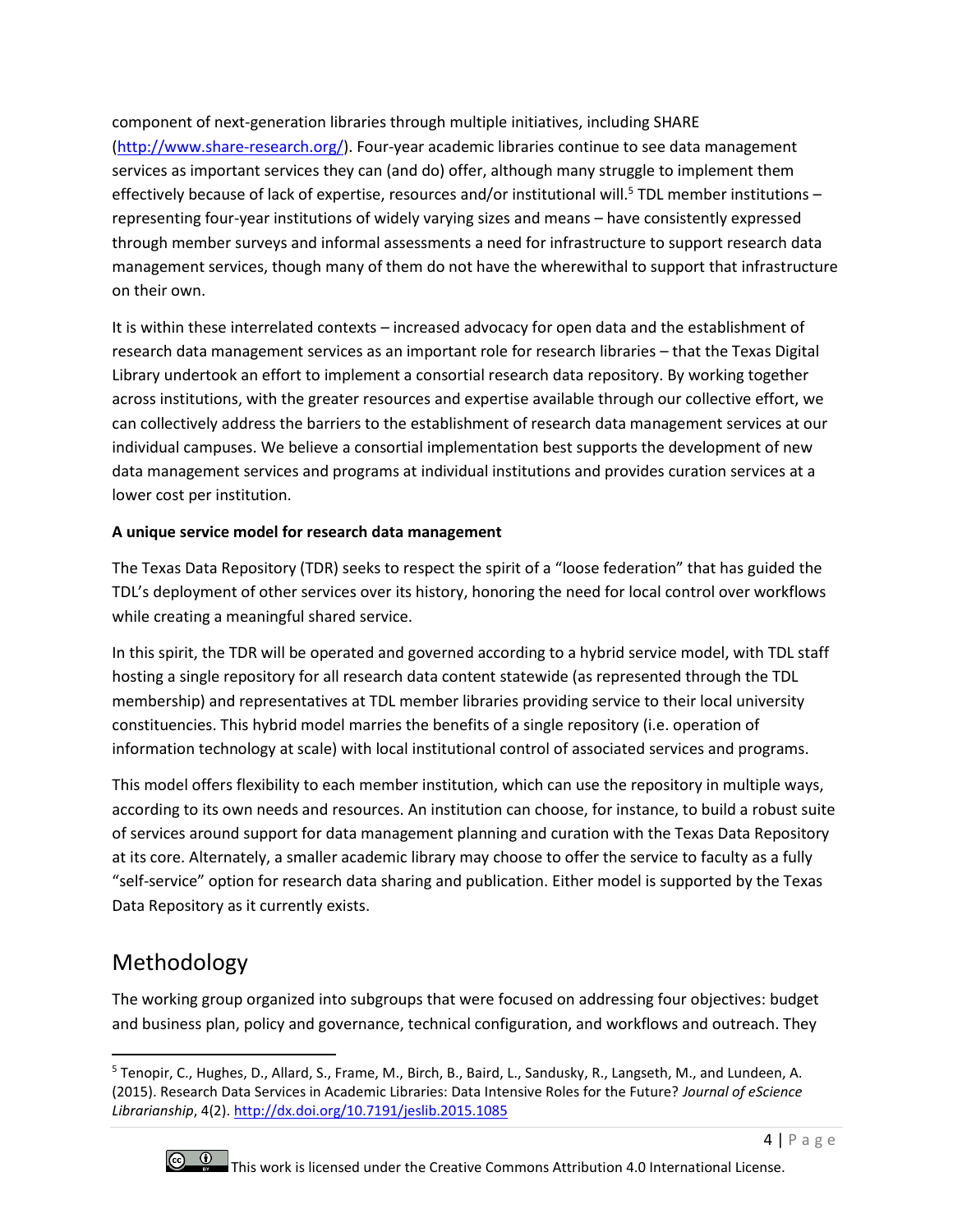component of next-generation libraries through multiple initiatives, including SHARE (http://www.share-research.org/). Four-year academic libraries continue to see data management services as important services they can (and do) offer, although many struggle to implement them effectively because of lack of expertise, resources and/or institutional will.[5] TDL member institutions – representing four-year institutions of widely varying sizes and means – have consistently expressed through member surveys and informal assessments a need for infrastructure to support research data management services, though many of them do not have the wherewithal to support that infrastructure on their own.

It is within these interrelated contexts – increased advocacy for open data and the establishment of research data management services as an important role for research libraries – that the Texas Digital Library undertook an effort to implement a consortial research data repository. By working together across institutions, with the greater resources and expertise available through our collective effort, we can collectively address the barriers to the establishment of research data management services at our individual campuses. We believe a consortial implementation best supports the development of new data management services and programs at individual institutions and provides curation services at a lower cost per institution.

**A unique service model for research data management**

The Texas Data Repository (TDR) seeks to respect the spirit of a "loose federation" that has guided the TDL's deployment of other services over its history, honoring the need for local control over workflows while creating a meaningful shared service.

In this spirit, the TDR will be operated and governed according to a hybrid service model, with TDL staff hosting a single repository for all research data content statewide (as represented through the TDL membership) and representatives at TDL member libraries providing service to their local university constituencies. This hybrid model marries the benefits of a single repository (i.e. operation of information technology at scale) with local institutional control of associated services and programs.

This model offers flexibility to each member institution, which can use the repository in multiple ways, according to its own needs and resources. An institution can choose, for instance, to build a robust suite of services around support for data management planning and curation with the Texas Data Repository at its core. Alternately, a smaller academic library may choose to offer the service to faculty as a fully "self-service" option for research data sharing and publication. Either model is supported by the Texas Data Repository as it currently exists.

## Methodology

The working group organized into subgroups that were focused on addressing four objectives: budget and business plan, policy and governance, technical configuration, and workflows and outreach. They

---

[5] Tenopir, C., Hughes, D., Allard, S., Frame, M., Birch, B., Baird, L., Sandusky, R., Langseth, M., and Lundeen, A. (2015). Research Data Services in Academic Libraries: Data Intensive Roles for the Future? *Journal of eScience Librarianship*, 4(2). http://dx.doi.org/10.7191/jeslib.2015.1085

This work is licensed under the Creative Commons Attribution 4.0 International License.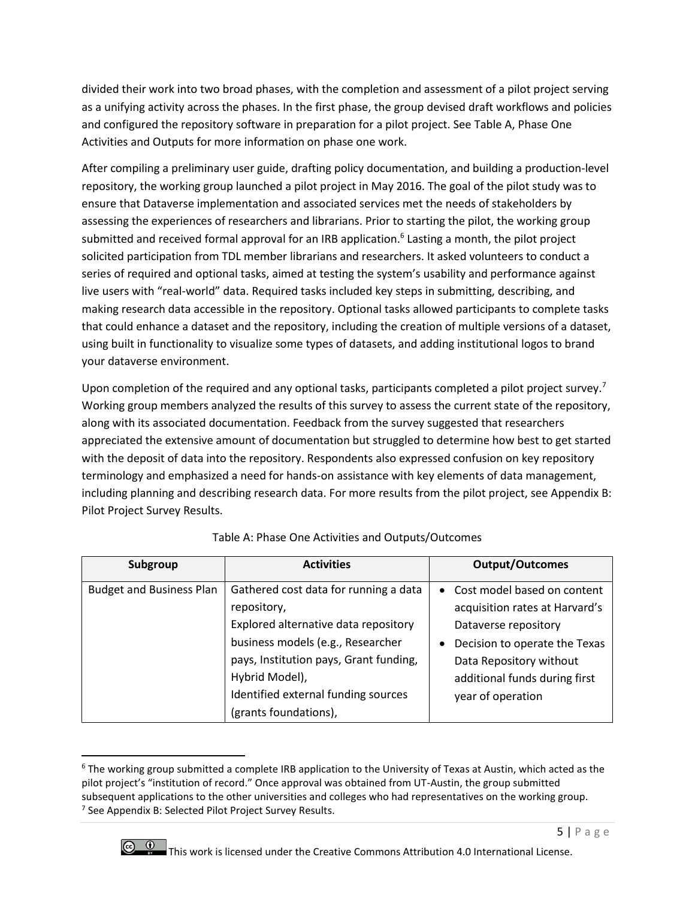divided their work into two broad phases, with the completion and assessment of a pilot project serving as a unifying activity across the phases. In the first phase, the group devised draft workflows and policies and configured the repository software in preparation for a pilot project. See Table A, Phase One Activities and Outputs for more information on phase one work.

After compiling a preliminary user guide, drafting policy documentation, and building a production-level repository, the working group launched a pilot project in May 2016. The goal of the pilot study was to ensure that Dataverse implementation and associated services met the needs of stakeholders by assessing the experiences of researchers and librarians. Prior to starting the pilot, the working group submitted and received formal approval for an IRB application.[6] Lasting a month, the pilot project solicited participation from TDL member librarians and researchers. It asked volunteers to conduct a series of required and optional tasks, aimed at testing the system's usability and performance against live users with "real-world" data. Required tasks included key steps in submitting, describing, and making research data accessible in the repository. Optional tasks allowed participants to complete tasks that could enhance a dataset and the repository, including the creation of multiple versions of a dataset, using built in functionality to visualize some types of datasets, and adding institutional logos to brand your dataverse environment.

Upon completion of the required and any optional tasks, participants completed a pilot project survey.[7] Working group members analyzed the results of this survey to assess the current state of the repository, along with its associated documentation. Feedback from the survey suggested that researchers appreciated the extensive amount of documentation but struggled to determine how best to get started with the deposit of data into the repository. Respondents also expressed confusion on key repository terminology and emphasized a need for hands-on assistance with key elements of data management, including planning and describing research data. For more results from the pilot project, see Appendix B: Pilot Project Survey Results.

Table A: Phase One Activities and Outputs/Outcomes

| Subgroup | Activities | Output/Outcomes |
|---|---|---|
| Budget and Business Plan | Gathered cost data for running a data repository,<br>Explored alternative data repository business models (e.g., Researcher pays, Institution pays, Grant funding, Hybrid Model),<br>Identified external funding sources (grants foundations), | • Cost model based on content acquisition rates at Harvard's Dataverse repository<br>• Decision to operate the Texas Data Repository without additional funds during first year of operation |

[6] The working group submitted a complete IRB application to the University of Texas at Austin, which acted as the pilot project's "institution of record." Once approval was obtained from UT-Austin, the group submitted subsequent applications to the other universities and colleges who had representatives on the working group.

[7] See Appendix B: Selected Pilot Project Survey Results.

This work is licensed under the Creative Commons Attribution 4.0 International License.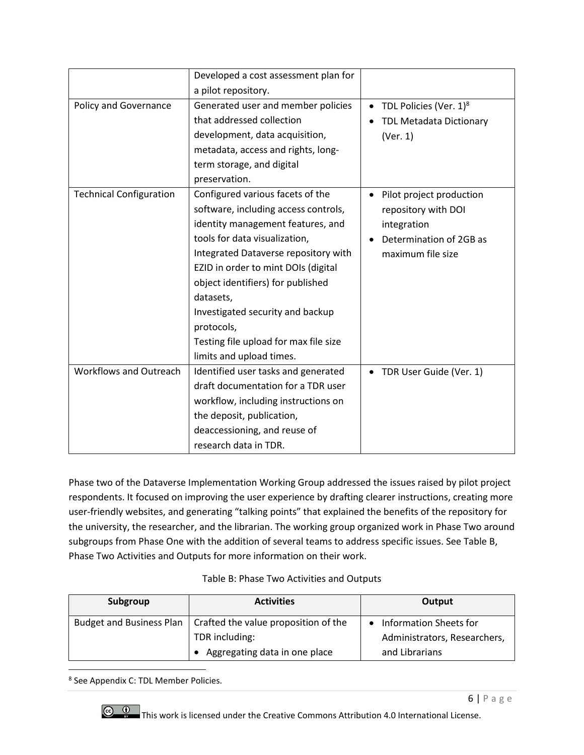| | | |
|---|---|---|
| | Developed a cost assessment plan for a pilot repository. | |
| Policy and Governance | Generated user and member policies that addressed collection development, data acquisition, metadata, access and rights, long-term storage, and digital preservation. | • TDL Policies (Ver. 1)[8]<br>• TDL Metadata Dictionary (Ver. 1) |
| Technical Configuration | Configured various facets of the software, including access controls, identity management features, and tools for data visualization,<br>Integrated Dataverse repository with EZID in order to mint DOIs (digital object identifiers) for published datasets,<br>Investigated security and backup protocols,<br>Testing file upload for max file size limits and upload times. | • Pilot project production repository with DOI integration<br>• Determination of 2GB as maximum file size |
| Workflows and Outreach | Identified user tasks and generated draft documentation for a TDR user workflow, including instructions on the deposit, publication, deaccessioning, and reuse of research data in TDR. | • TDR User Guide (Ver. 1) |

Phase two of the Dataverse Implementation Working Group addressed the issues raised by pilot project respondents. It focused on improving the user experience by drafting clearer instructions, creating more user-friendly websites, and generating "talking points" that explained the benefits of the repository for the university, the researcher, and the librarian. The working group organized work in Phase Two around subgroups from Phase One with the addition of several teams to address specific issues. See Table B, Phase Two Activities and Outputs for more information on their work.

Table B: Phase Two Activities and Outputs

| Subgroup | Activities | Output |
|---|---|---|
| Budget and Business Plan | Crafted the value proposition of the TDR including:<br>• Aggregating data in one place | • Information Sheets for Administrators, Researchers, and Librarians |

[8] See Appendix C: TDL Member Policies.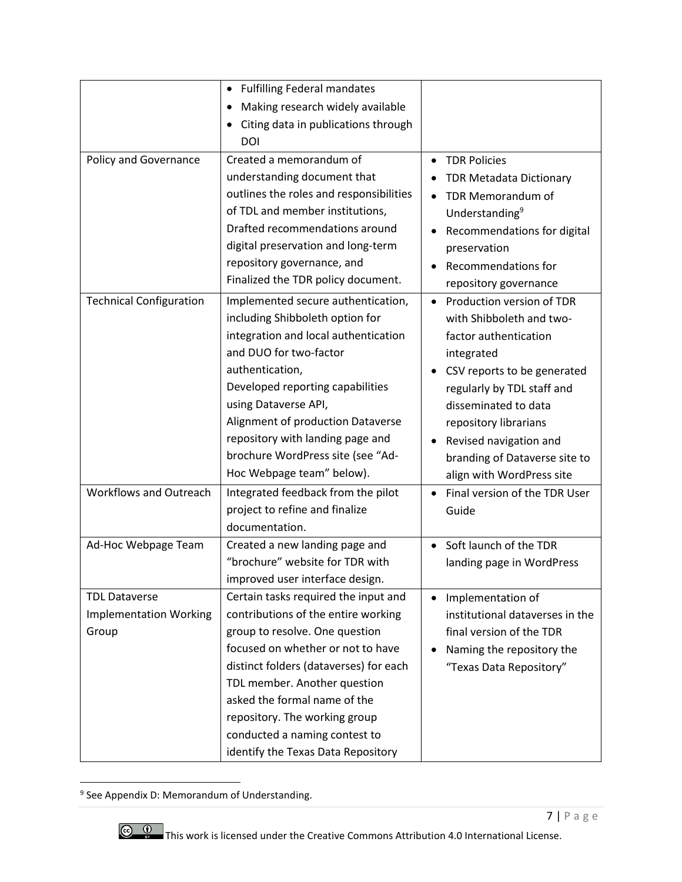| | | |
|---|---|---|
| | • Fulfilling Federal mandates<br>• Making research widely available<br>• Citing data in publications through DOI | |
| Policy and Governance | Created a memorandum of understanding document that outlines the roles and responsibilities of TDL and member institutions,<br>Drafted recommendations around digital preservation and long-term repository governance, and<br>Finalized the TDR policy document. | • TDR Policies<br>• TDR Metadata Dictionary<br>• TDR Memorandum of Understanding[9]<br>• Recommendations for digital preservation<br>• Recommendations for repository governance |
| Technical Configuration | Implemented secure authentication, including Shibboleth option for integration and local authentication and DUO for two-factor authentication,<br>Developed reporting capabilities using Dataverse API,<br>Alignment of production Dataverse repository with landing page and brochure WordPress site (see "Ad-Hoc Webpage team" below). | • Production version of TDR with Shibboleth and two-factor authentication integrated<br>• CSV reports to be generated regularly by TDL staff and disseminated to data repository librarians<br>• Revised navigation and branding of Dataverse site to align with WordPress site |
| Workflows and Outreach | Integrated feedback from the pilot project to refine and finalize documentation. | • Final version of the TDR User Guide |
| Ad-Hoc Webpage Team | Created a new landing page and "brochure" website for TDR with improved user interface design. | • Soft launch of the TDR landing page in WordPress |
| TDL Dataverse Implementation Working Group | Certain tasks required the input and contributions of the entire working group to resolve. One question focused on whether or not to have distinct folders (dataverses) for each TDL member. Another question asked the formal name of the repository. The working group conducted a naming contest to identify the Texas Data Repository | • Implementation of institutional dataverses in the final version of the TDR<br>• Naming the repository the "Texas Data Repository" |

[9] See Appendix D: Memorandum of Understanding.

This work is licensed under the Creative Commons Attribution 4.0 International License.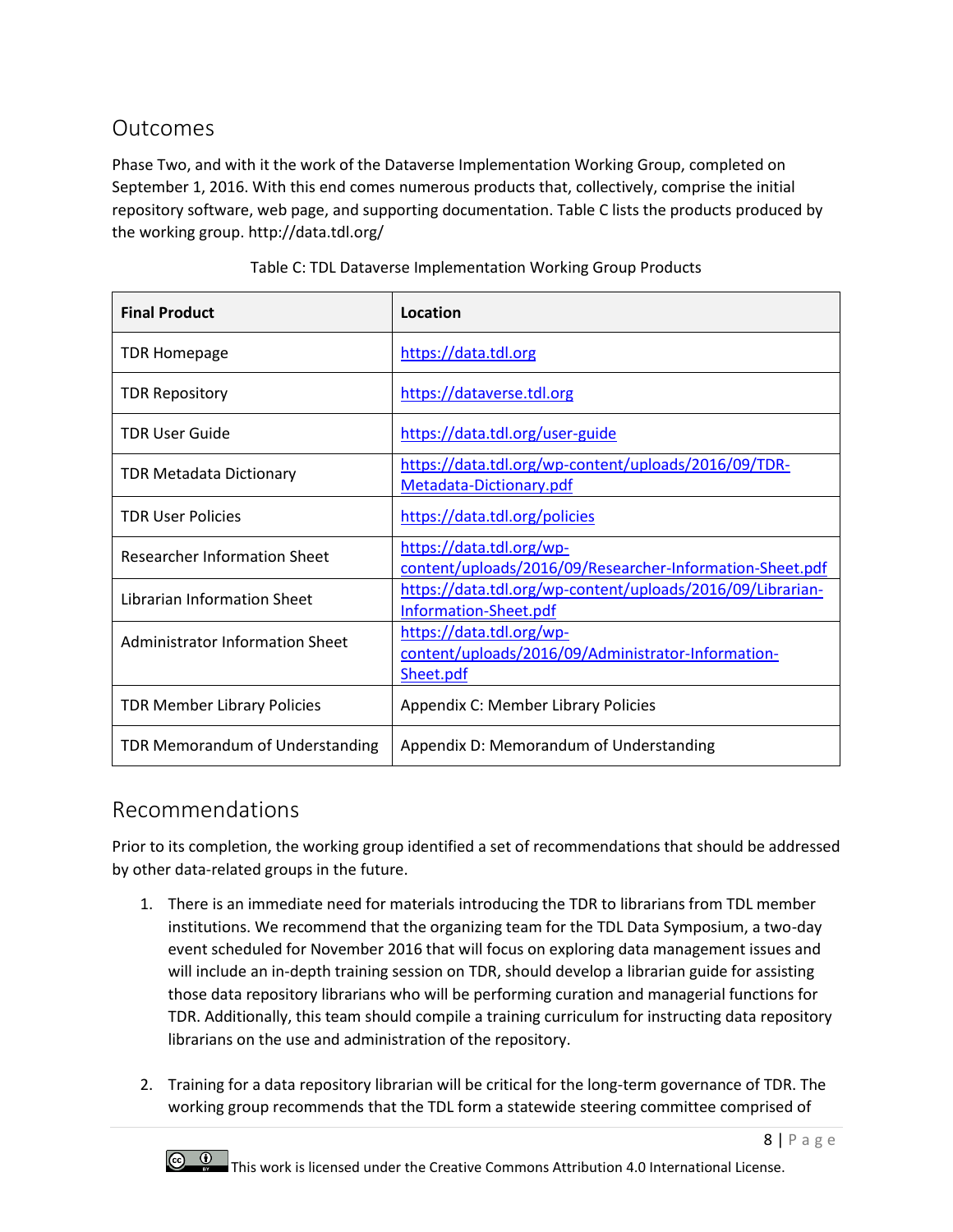## Outcomes

Phase Two, and with it the work of the Dataverse Implementation Working Group, completed on September 1, 2016. With this end comes numerous products that, collectively, comprise the initial repository software, web page, and supporting documentation. Table C lists the products produced by the working group. http://data.tdl.org/

Table C: TDL Dataverse Implementation Working Group Products

| Final Product | Location |
|---|---|
| TDR Homepage | https://data.tdl.org |
| TDR Repository | https://dataverse.tdl.org |
| TDR User Guide | https://data.tdl.org/user-guide |
| TDR Metadata Dictionary | https://data.tdl.org/wp-content/uploads/2016/09/TDR-Metadata-Dictionary.pdf |
| TDR User Policies | https://data.tdl.org/policies |
| Researcher Information Sheet | https://data.tdl.org/wp-content/uploads/2016/09/Researcher-Information-Sheet.pdf |
| Librarian Information Sheet | https://data.tdl.org/wp-content/uploads/2016/09/Librarian-Information-Sheet.pdf |
| Administrator Information Sheet | https://data.tdl.org/wp-content/uploads/2016/09/Administrator-Information-Sheet.pdf |
| TDR Member Library Policies | Appendix C: Member Library Policies |
| TDR Memorandum of Understanding | Appendix D: Memorandum of Understanding |

## Recommendations

Prior to its completion, the working group identified a set of recommendations that should be addressed by other data-related groups in the future.

1. There is an immediate need for materials introducing the TDR to librarians from TDL member institutions. We recommend that the organizing team for the TDL Data Symposium, a two-day event scheduled for November 2016 that will focus on exploring data management issues and will include an in-depth training session on TDR, should develop a librarian guide for assisting those data repository librarians who will be performing curation and managerial functions for TDR. Additionally, this team should compile a training curriculum for instructing data repository librarians on the use and administration of the repository.

2. Training for a data repository librarian will be critical for the long-term governance of TDR. The working group recommends that the TDL form a statewide steering committee comprised of

This work is licensed under the Creative Commons Attribution 4.0 International License.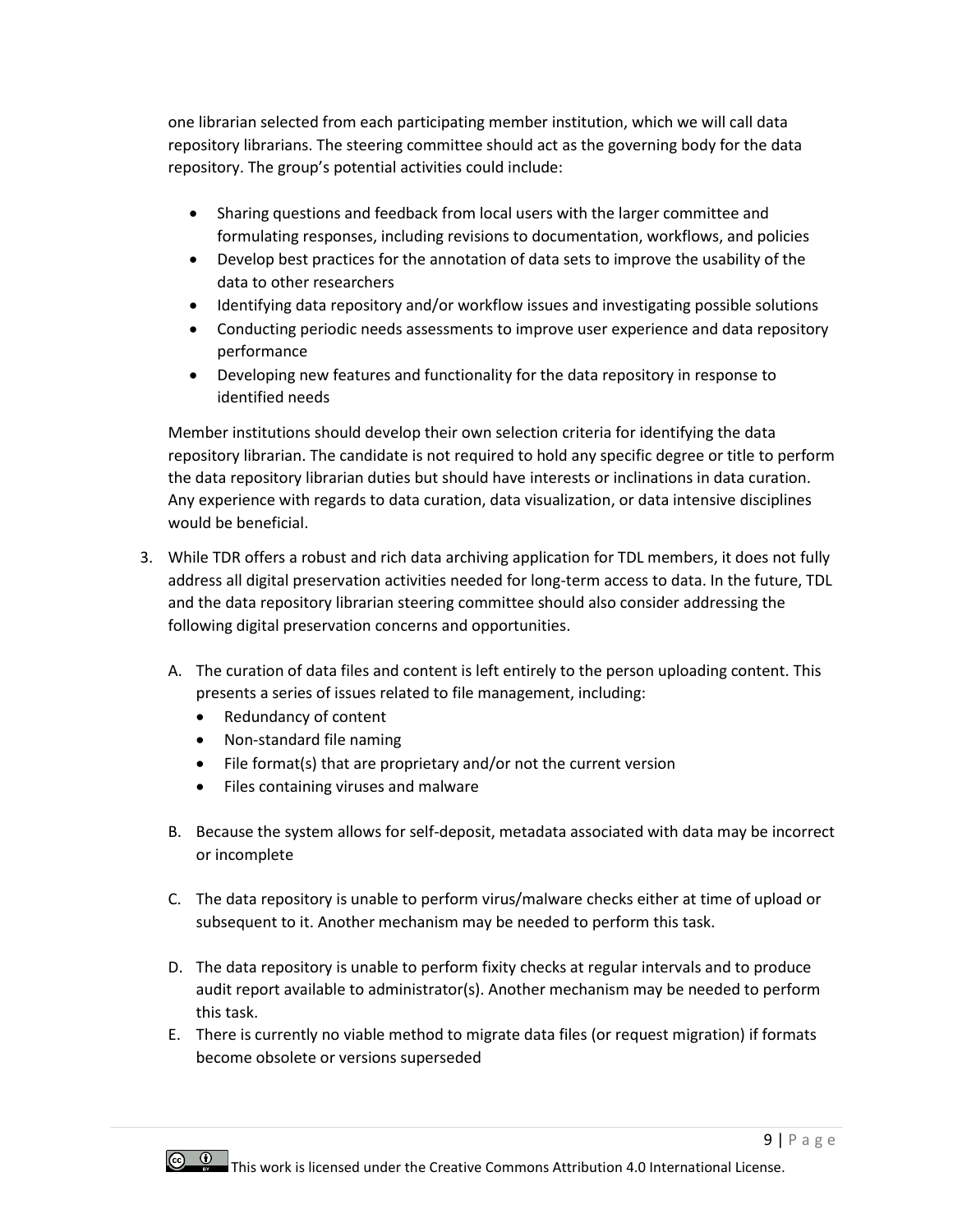one librarian selected from each participating member institution, which we will call data repository librarians. The steering committee should act as the governing body for the data repository. The group's potential activities could include:

- Sharing questions and feedback from local users with the larger committee and formulating responses, including revisions to documentation, workflows, and policies
- Develop best practices for the annotation of data sets to improve the usability of the data to other researchers
- Identifying data repository and/or workflow issues and investigating possible solutions
- Conducting periodic needs assessments to improve user experience and data repository performance
- Developing new features and functionality for the data repository in response to identified needs

Member institutions should develop their own selection criteria for identifying the data repository librarian. The candidate is not required to hold any specific degree or title to perform the data repository librarian duties but should have interests or inclinations in data curation. Any experience with regards to data curation, data visualization, or data intensive disciplines would be beneficial.

3. While TDR offers a robust and rich data archiving application for TDL members, it does not fully address all digital preservation activities needed for long-term access to data. In the future, TDL and the data repository librarian steering committee should also consider addressing the following digital preservation concerns and opportunities.

   A. The curation of data files and content is left entirely to the person uploading content. This presents a series of issues related to file management, including:
      - Redundancy of content
      - Non-standard file naming
      - File format(s) that are proprietary and/or not the current version
      - Files containing viruses and malware

   B. Because the system allows for self-deposit, metadata associated with data may be incorrect or incomplete

   C. The data repository is unable to perform virus/malware checks either at time of upload or subsequent to it. Another mechanism may be needed to perform this task.

   D. The data repository is unable to perform fixity checks at regular intervals and to produce audit report available to administrator(s). Another mechanism may be needed to perform this task.

   E. There is currently no viable method to migrate data files (or request migration) if formats become obsolete or versions superseded

This work is licensed under the Creative Commons Attribution 4.0 International License.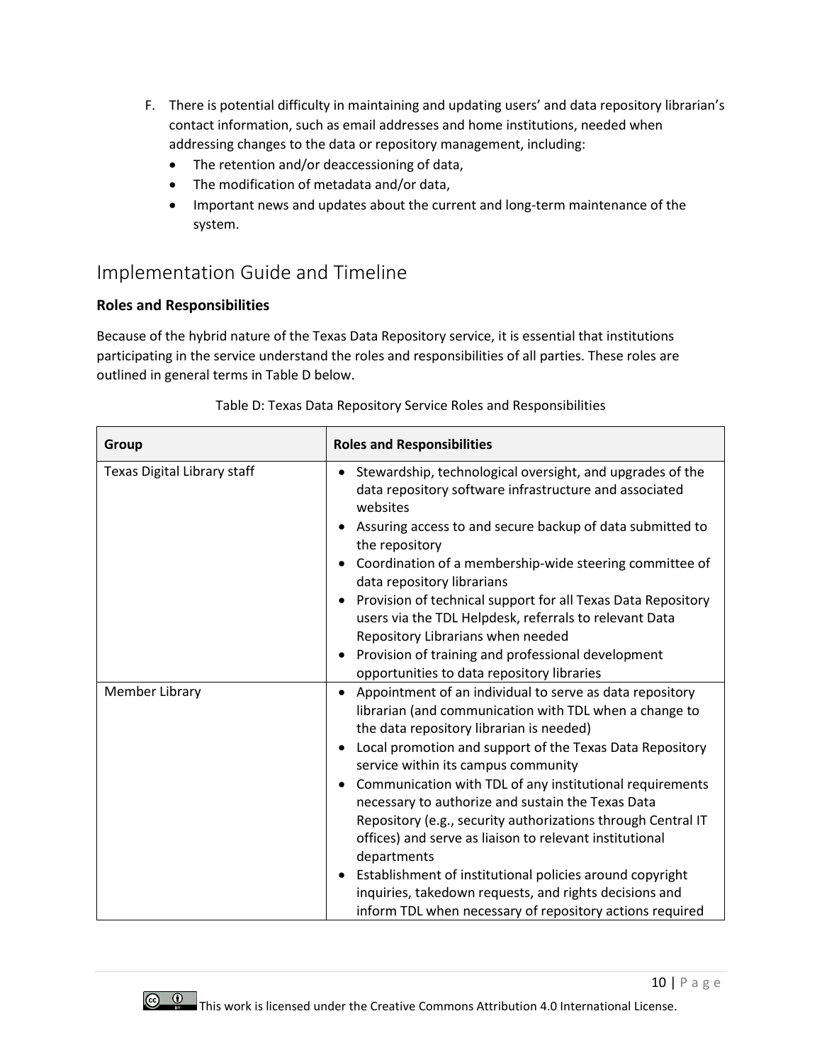F. There is potential difficulty in maintaining and updating users' and data repository librarian's contact information, such as email addresses and home institutions, needed when addressing changes to the data or repository management, including:
   - The retention and/or deaccessioning of data,
   - The modification of metadata and/or data,
   - Important news and updates about the current and long-term maintenance of the system.

## Implementation Guide and Timeline

### Roles and Responsibilities

Because of the hybrid nature of the Texas Data Repository service, it is essential that institutions participating in the service understand the roles and responsibilities of all parties. These roles are outlined in general terms in Table D below.

Table D: Texas Data Repository Service Roles and Responsibilities

| Group | Roles and Responsibilities |
|---|---|
| Texas Digital Library staff | • Stewardship, technological oversight, and upgrades of the data repository software infrastructure and associated websites<br>• Assuring access to and secure backup of data submitted to the repository<br>• Coordination of a membership-wide steering committee of data repository librarians<br>• Provision of technical support for all Texas Data Repository users via the TDL Helpdesk, referrals to relevant Data Repository Librarians when needed<br>• Provision of training and professional development opportunities to data repository libraries |
| Member Library | • Appointment of an individual to serve as data repository librarian (and communication with TDL when a change to the data repository librarian is needed)<br>• Local promotion and support of the Texas Data Repository service within its campus community<br>• Communication with TDL of any institutional requirements necessary to authorize and sustain the Texas Data Repository (e.g., security authorizations through Central IT offices) and serve as liaison to relevant institutional departments<br>• Establishment of institutional policies around copyright inquiries, takedown requests, and rights decisions and inform TDL when necessary of repository actions required |

This work is licensed under the Creative Commons Attribution 4.0 International License.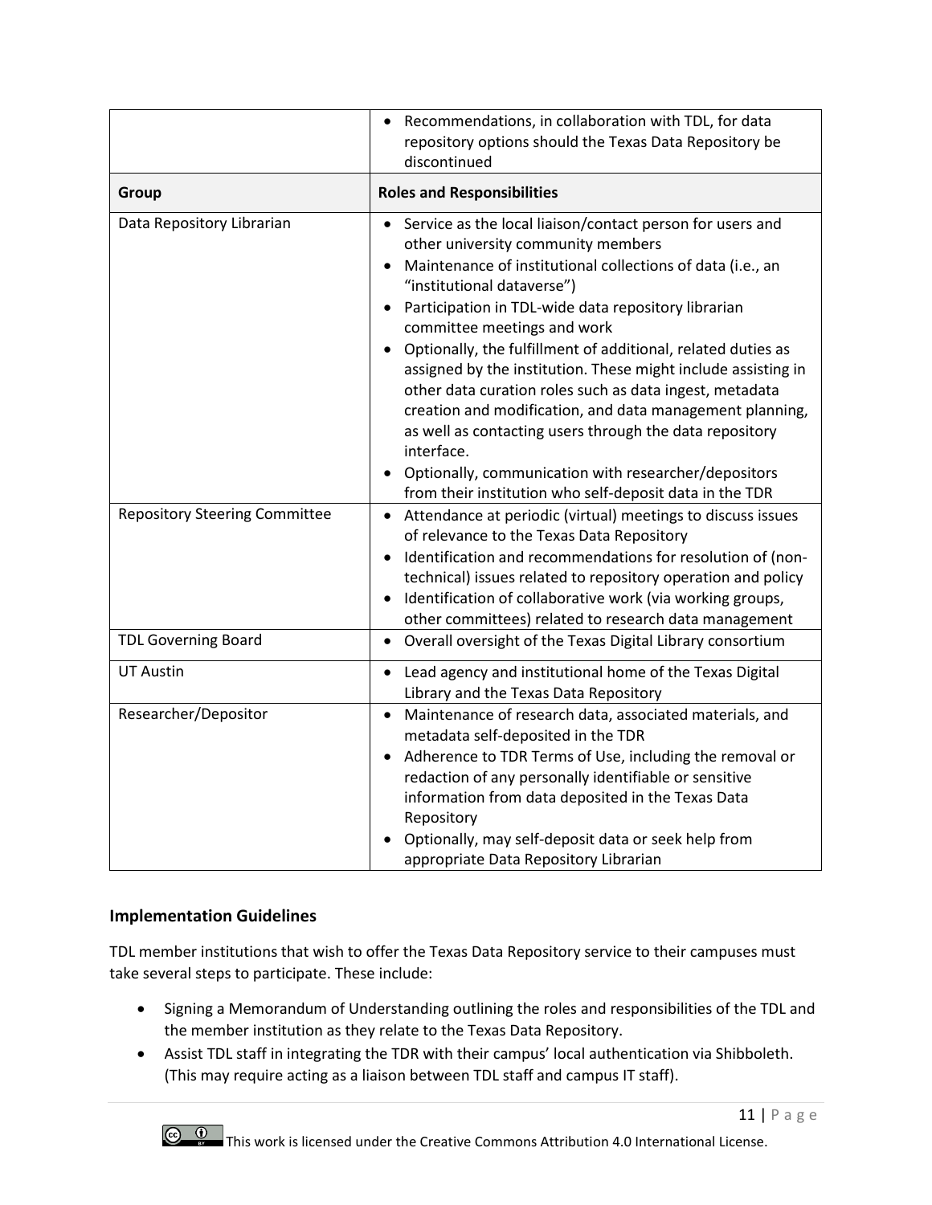| | |
|---|---|
| | • Recommendations, in collaboration with TDL, for data repository options should the Texas Data Repository be discontinued |
| **Group** | **Roles and Responsibilities** |
| Data Repository Librarian | • Service as the local liaison/contact person for users and other university community members<br>• Maintenance of institutional collections of data (i.e., an "institutional dataverse")<br>• Participation in TDL-wide data repository librarian committee meetings and work<br>• Optionally, the fulfillment of additional, related duties as assigned by the institution. These might include assisting in other data curation roles such as data ingest, metadata creation and modification, and data management planning, as well as contacting users through the data repository interface.<br>• Optionally, communication with researcher/depositors from their institution who self-deposit data in the TDR |
| Repository Steering Committee | • Attendance at periodic (virtual) meetings to discuss issues of relevance to the Texas Data Repository<br>• Identification and recommendations for resolution of (non-technical) issues related to repository operation and policy<br>• Identification of collaborative work (via working groups, other committees) related to research data management |
| TDL Governing Board | • Overall oversight of the Texas Digital Library consortium |
| UT Austin | • Lead agency and institutional home of the Texas Digital Library and the Texas Data Repository |
| Researcher/Depositor | • Maintenance of research data, associated materials, and metadata self-deposited in the TDR<br>• Adherence to TDR Terms of Use, including the removal or redaction of any personally identifiable or sensitive information from data deposited in the Texas Data Repository<br>• Optionally, may self-deposit data or seek help from appropriate Data Repository Librarian |

### Implementation Guidelines

TDL member institutions that wish to offer the Texas Data Repository service to their campuses must take several steps to participate. These include:

- Signing a Memorandum of Understanding outlining the roles and responsibilities of the TDL and the member institution as they relate to the Texas Data Repository.
- Assist TDL staff in integrating the TDR with their campus' local authentication via Shibboleth. (This may require acting as a liaison between TDL staff and campus IT staff).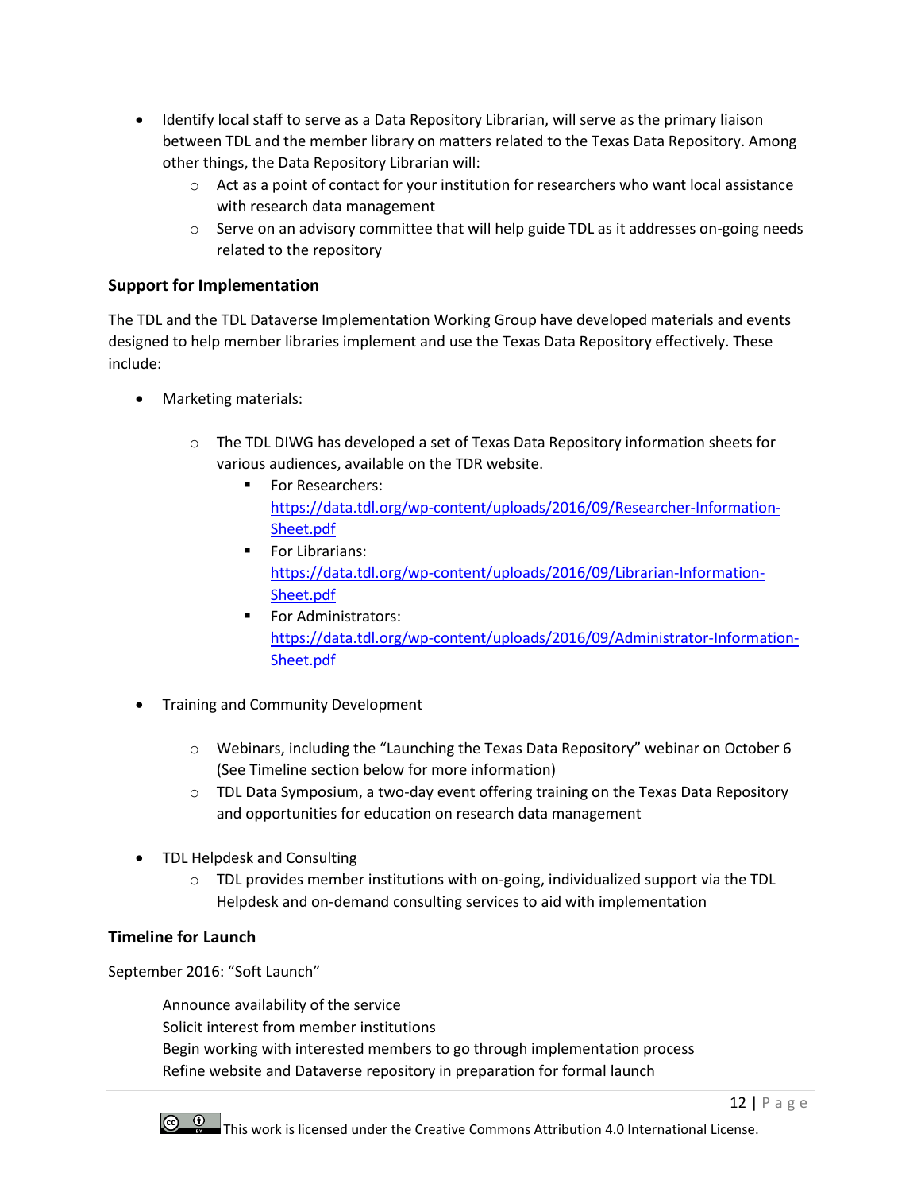- Identify local staff to serve as a Data Repository Librarian, will serve as the primary liaison between TDL and the member library on matters related to the Texas Data Repository. Among other things, the Data Repository Librarian will:
  - Act as a point of contact for your institution for researchers who want local assistance with research data management
  - Serve on an advisory committee that will help guide TDL as it addresses on-going needs related to the repository

### Support for Implementation

The TDL and the TDL Dataverse Implementation Working Group have developed materials and events designed to help member libraries implement and use the Texas Data Repository effectively. These include:

- Marketing materials:
  - The TDL DIWG has developed a set of Texas Data Repository information sheets for various audiences, available on the TDR website.
    - For Researchers: https://data.tdl.org/wp-content/uploads/2016/09/Researcher-Information-Sheet.pdf
    - For Librarians: https://data.tdl.org/wp-content/uploads/2016/09/Librarian-Information-Sheet.pdf
    - For Administrators: https://data.tdl.org/wp-content/uploads/2016/09/Administrator-Information-Sheet.pdf

- Training and Community Development
  - Webinars, including the "Launching the Texas Data Repository" webinar on October 6 (See Timeline section below for more information)
  - TDL Data Symposium, a two-day event offering training on the Texas Data Repository and opportunities for education on research data management

- TDL Helpdesk and Consulting
  - TDL provides member institutions with on-going, individualized support via the TDL Helpdesk and on-demand consulting services to aid with implementation

### Timeline for Launch

September 2016: "Soft Launch"

Announce availability of the service
Solicit interest from member institutions
Begin working with interested members to go through implementation process
Refine website and Dataverse repository in preparation for formal launch

This work is licensed under the Creative Commons Attribution 4.0 International License.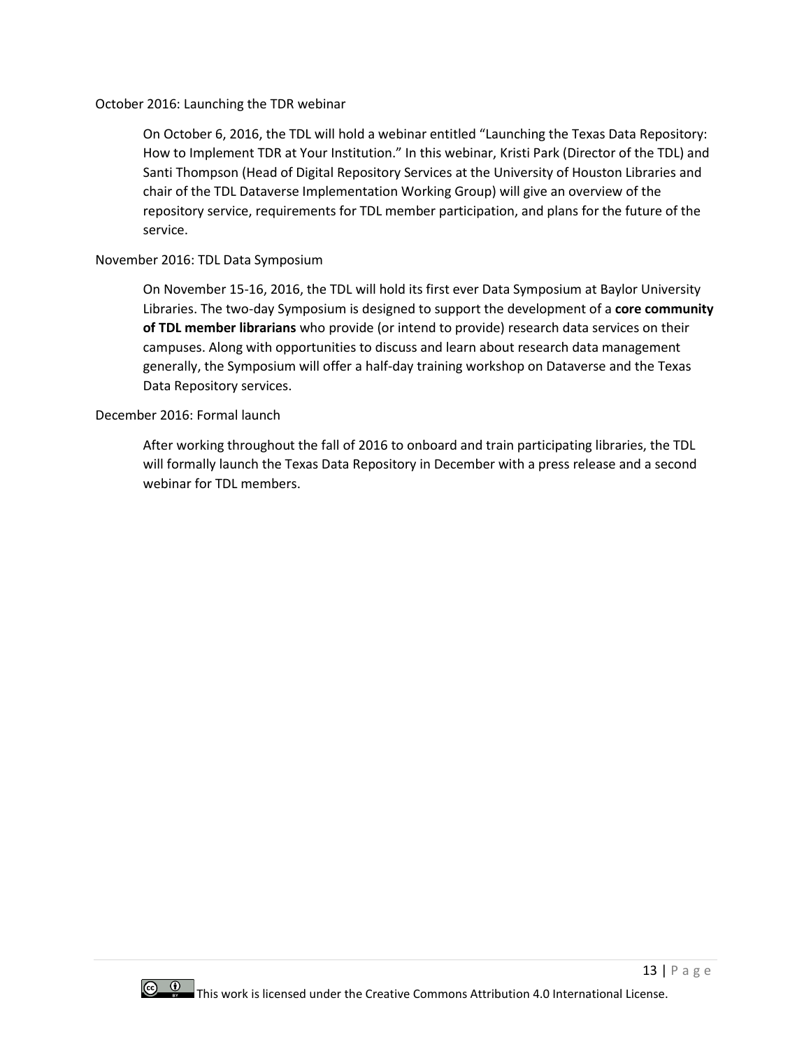October 2016: Launching the TDR webinar

On October 6, 2016, the TDL will hold a webinar entitled “Launching the Texas Data Repository: How to Implement TDR at Your Institution.” In this webinar, Kristi Park (Director of the TDL) and Santi Thompson (Head of Digital Repository Services at the University of Houston Libraries and chair of the TDL Dataverse Implementation Working Group) will give an overview of the repository service, requirements for TDL member participation, and plans for the future of the service.

November 2016: TDL Data Symposium

On November 15-16, 2016, the TDL will hold its first ever Data Symposium at Baylor University Libraries. The two-day Symposium is designed to support the development of a **core community of TDL member librarians** who provide (or intend to provide) research data services on their campuses. Along with opportunities to discuss and learn about research data management generally, the Symposium will offer a half-day training workshop on Dataverse and the Texas Data Repository services.

December 2016: Formal launch

After working throughout the fall of 2016 to onboard and train participating libraries, the TDL will formally launch the Texas Data Repository in December with a press release and a second webinar for TDL members.

This work is licensed under the Creative Commons Attribution 4.0 International License.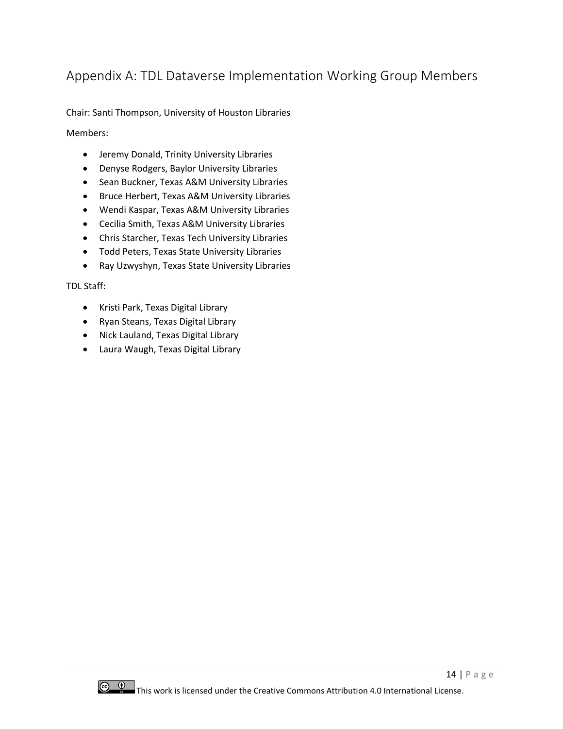## Appendix A: TDL Dataverse Implementation Working Group Members

Chair: Santi Thompson, University of Houston Libraries

Members:

- Jeremy Donald, Trinity University Libraries
- Denyse Rodgers, Baylor University Libraries
- Sean Buckner, Texas A&M University Libraries
- Bruce Herbert, Texas A&M University Libraries
- Wendi Kaspar, Texas A&M University Libraries
- Cecilia Smith, Texas A&M University Libraries
- Chris Starcher, Texas Tech University Libraries
- Todd Peters, Texas State University Libraries
- Ray Uzwyshyn, Texas State University Libraries

TDL Staff:

- Kristi Park, Texas Digital Library
- Ryan Steans, Texas Digital Library
- Nick Lauland, Texas Digital Library
- Laura Waugh, Texas Digital Library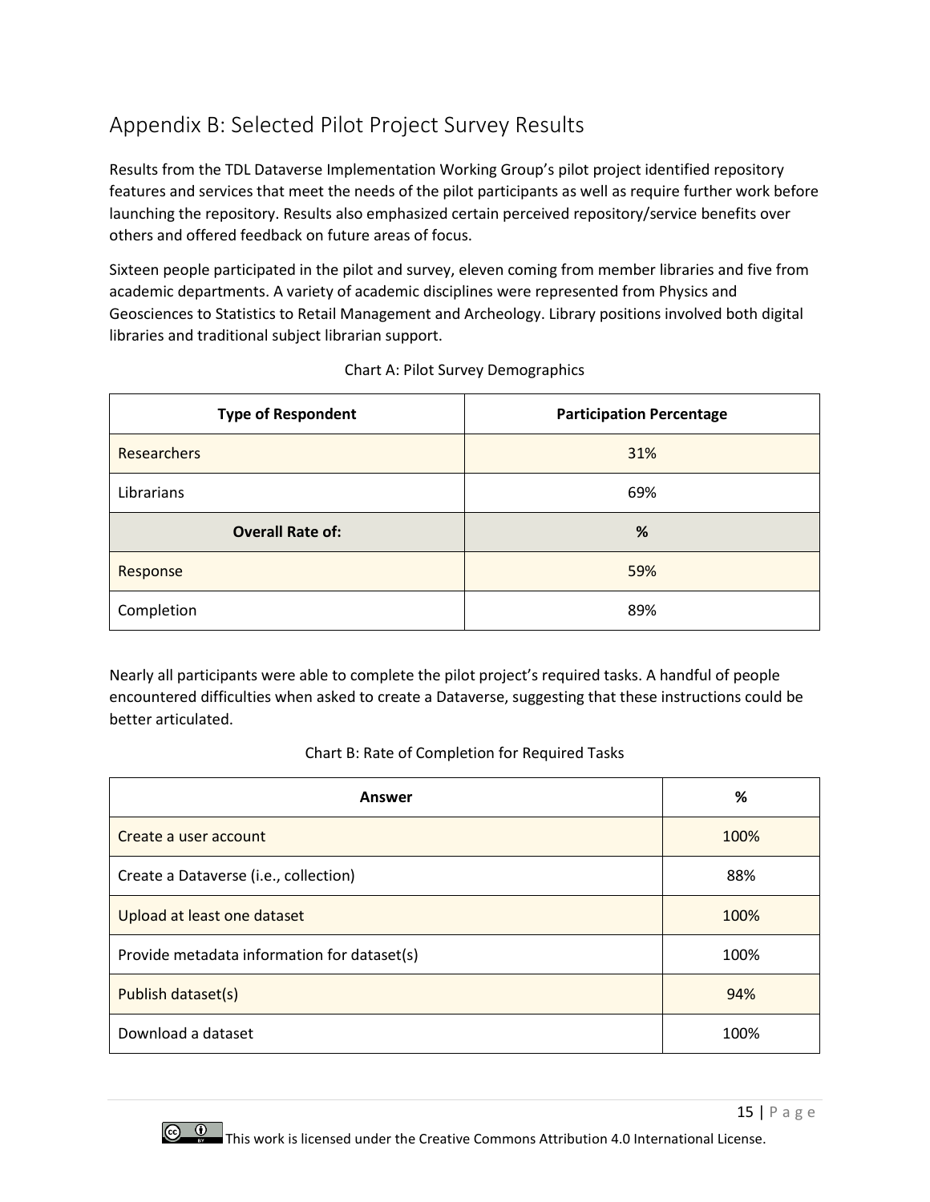## Appendix B: Selected Pilot Project Survey Results

Results from the TDL Dataverse Implementation Working Group's pilot project identified repository features and services that meet the needs of the pilot participants as well as require further work before launching the repository. Results also emphasized certain perceived repository/service benefits over others and offered feedback on future areas of focus.

Sixteen people participated in the pilot and survey, eleven coming from member libraries and five from academic departments. A variety of academic disciplines were represented from Physics and Geosciences to Statistics to Retail Management and Archeology. Library positions involved both digital libraries and traditional subject librarian support.

Chart A: Pilot Survey Demographics

| Type of Respondent | Participation Percentage |
| --- | --- |
| Researchers | 31% |
| Librarians | 69% |
| **Overall Rate of:** | **%** |
| Response | 59% |
| Completion | 89% |

Nearly all participants were able to complete the pilot project's required tasks. A handful of people encountered difficulties when asked to create a Dataverse, suggesting that these instructions could be better articulated.

Chart B: Rate of Completion for Required Tasks

| Answer | % |
| --- | --- |
| Create a user account | 100% |
| Create a Dataverse (i.e., collection) | 88% |
| Upload at least one dataset | 100% |
| Provide metadata information for dataset(s) | 100% |
| Publish dataset(s) | 94% |
| Download a dataset | 100% |

This work is licensed under the Creative Commons Attribution 4.0 International License.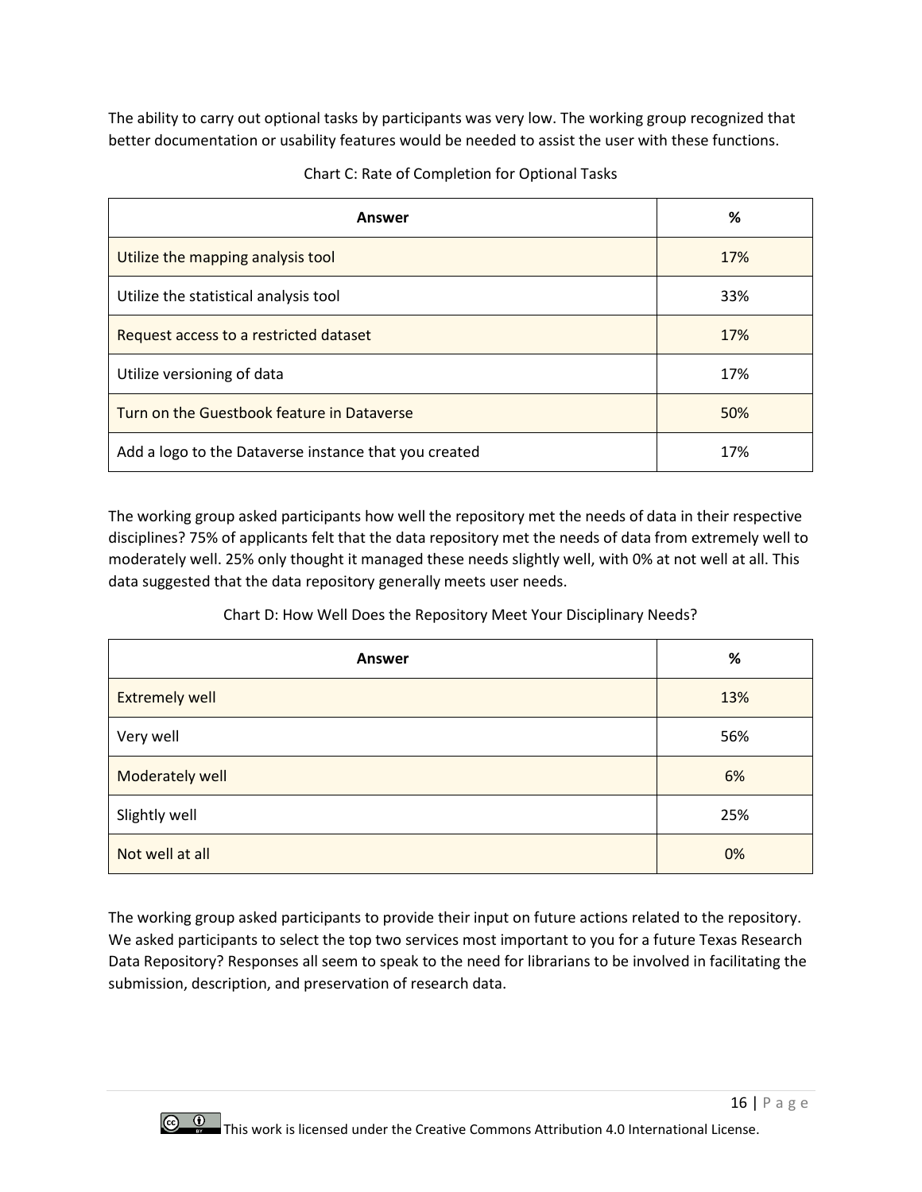The ability to carry out optional tasks by participants was very low. The working group recognized that better documentation or usability features would be needed to assist the user with these functions.

Chart C: Rate of Completion for Optional Tasks

| Answer | % |
|---|---|
| Utilize the mapping analysis tool | 17% |
| Utilize the statistical analysis tool | 33% |
| Request access to a restricted dataset | 17% |
| Utilize versioning of data | 17% |
| Turn on the Guestbook feature in Dataverse | 50% |
| Add a logo to the Dataverse instance that you created | 17% |

The working group asked participants how well the repository met the needs of data in their respective disciplines? 75% of applicants felt that the data repository met the needs of data from extremely well to moderately well. 25% only thought it managed these needs slightly well, with 0% at not well at all. This data suggested that the data repository generally meets user needs.

Chart D: How Well Does the Repository Meet Your Disciplinary Needs?

| Answer | % |
|---|---|
| Extremely well | 13% |
| Very well | 56% |
| Moderately well | 6% |
| Slightly well | 25% |
| Not well at all | 0% |

The working group asked participants to provide their input on future actions related to the repository. We asked participants to select the top two services most important to you for a future Texas Research Data Repository? Responses all seem to speak to the need for librarians to be involved in facilitating the submission, description, and preservation of research data.

This work is licensed under the Creative Commons Attribution 4.0 International License.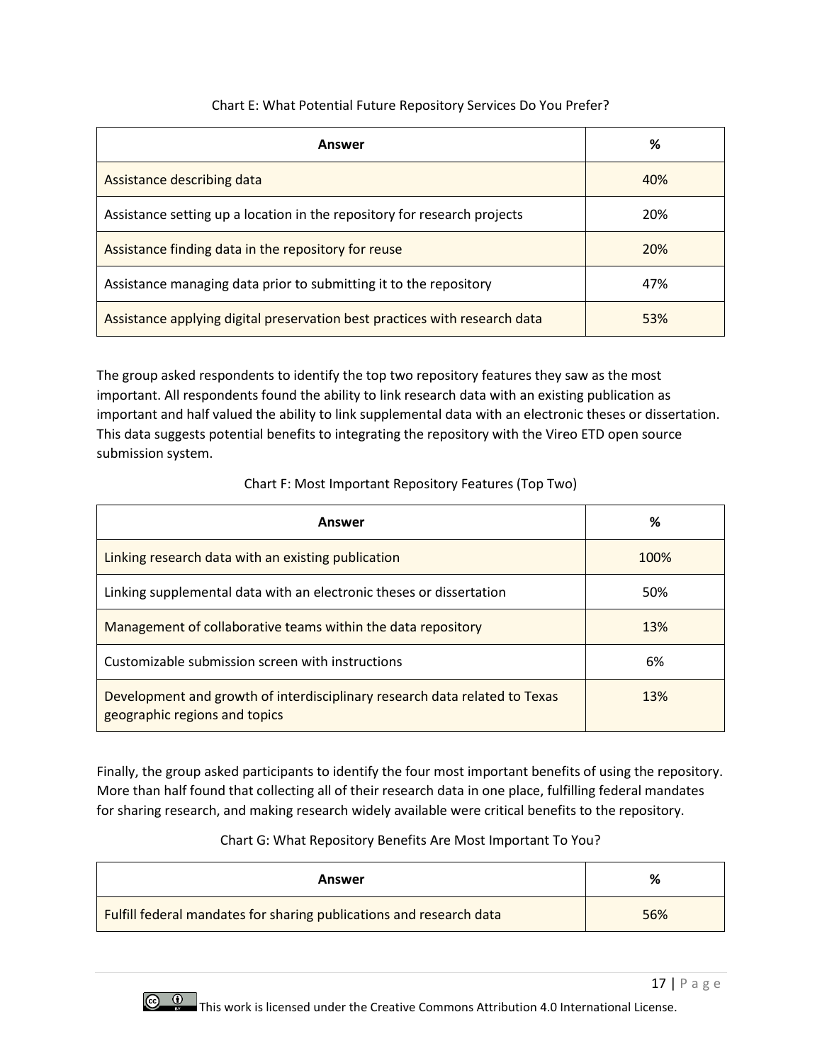Chart E: What Potential Future Repository Services Do You Prefer?

| Answer | % |
|---|---|
| Assistance describing data | 40% |
| Assistance setting up a location in the repository for research projects | 20% |
| Assistance finding data in the repository for reuse | 20% |
| Assistance managing data prior to submitting it to the repository | 47% |
| Assistance applying digital preservation best practices with research data | 53% |

The group asked respondents to identify the top two repository features they saw as the most important. All respondents found the ability to link research data with an existing publication as important and half valued the ability to link supplemental data with an electronic theses or dissertation. This data suggests potential benefits to integrating the repository with the Vireo ETD open source submission system.

Chart F: Most Important Repository Features (Top Two)

| Answer | % |
|---|---|
| Linking research data with an existing publication | 100% |
| Linking supplemental data with an electronic theses or dissertation | 50% |
| Management of collaborative teams within the data repository | 13% |
| Customizable submission screen with instructions | 6% |
| Development and growth of interdisciplinary research data related to Texas geographic regions and topics | 13% |

Finally, the group asked participants to identify the four most important benefits of using the repository. More than half found that collecting all of their research data in one place, fulfilling federal mandates for sharing research, and making research widely available were critical benefits to the repository.

Chart G: What Repository Benefits Are Most Important To You?

| Answer | % |
|---|---|
| Fulfill federal mandates for sharing publications and research data | 56% |

This work is licensed under the Creative Commons Attribution 4.0 International License.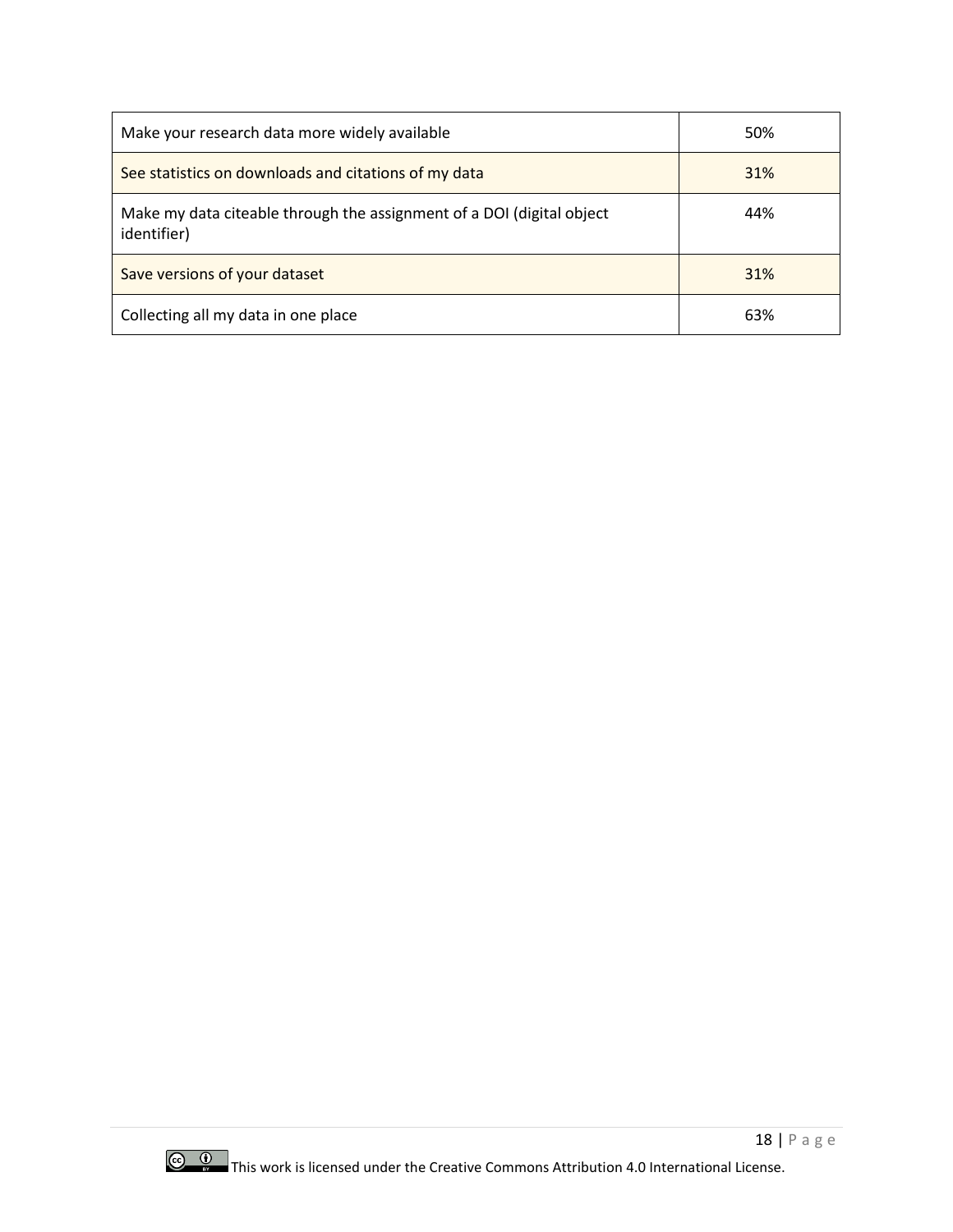| | |
|---|---|
| Make your research data more widely available | 50% |
| See statistics on downloads and citations of my data | 31% |
| Make my data citeable through the assignment of a DOI (digital object identifier) | 44% |
| Save versions of your dataset | 31% |
| Collecting all my data in one place | 63% |

This work is licensed under the Creative Commons Attribution 4.0 International License.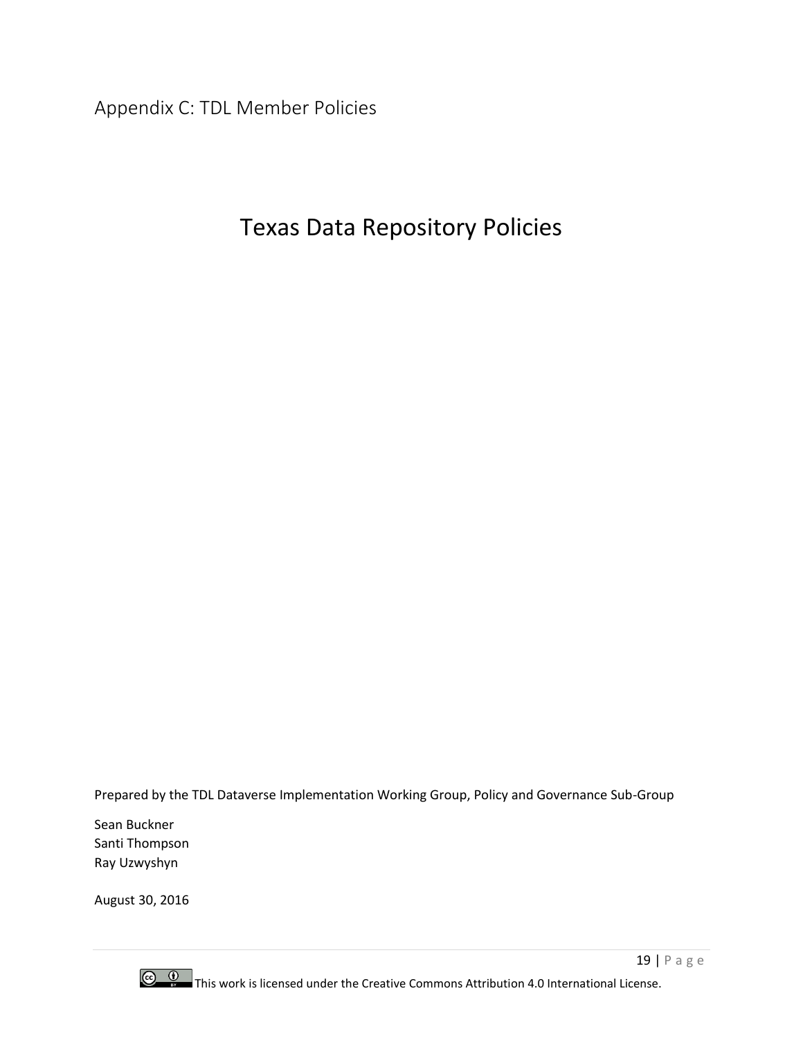## Appendix C: TDL Member Policies

# Texas Data Repository Policies

Prepared by the TDL Dataverse Implementation Working Group, Policy and Governance Sub-Group

Sean Buckner
Santi Thompson
Ray Uzwyshyn

August 30, 2016

This work is licensed under the Creative Commons Attribution 4.0 International License.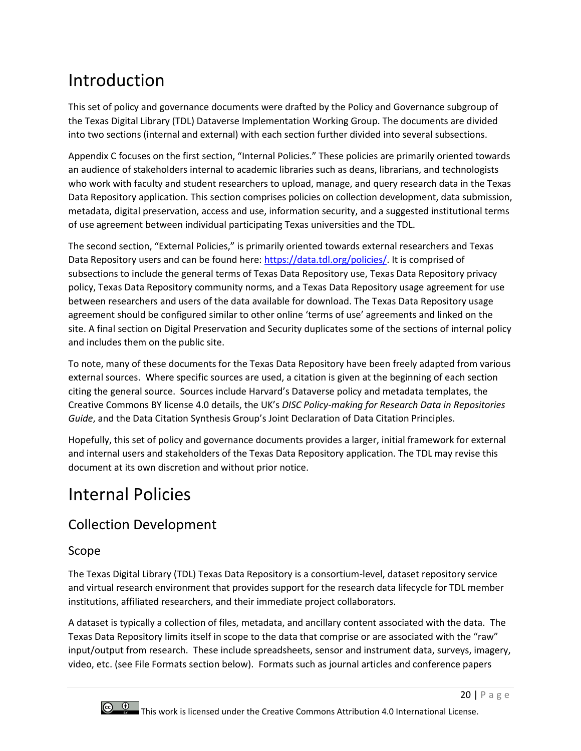# Introduction

This set of policy and governance documents were drafted by the Policy and Governance subgroup of the Texas Digital Library (TDL) Dataverse Implementation Working Group. The documents are divided into two sections (internal and external) with each section further divided into several subsections.

Appendix C focuses on the first section, "Internal Policies." These policies are primarily oriented towards an audience of stakeholders internal to academic libraries such as deans, librarians, and technologists who work with faculty and student researchers to upload, manage, and query research data in the Texas Data Repository application. This section comprises policies on collection development, data submission, metadata, digital preservation, access and use, information security, and a suggested institutional terms of use agreement between individual participating Texas universities and the TDL.

The second section, "External Policies," is primarily oriented towards external researchers and Texas Data Repository users and can be found here: [https://data.tdl.org/policies/](https://data.tdl.org/policies/). It is comprised of subsections to include the general terms of Texas Data Repository use, Texas Data Repository privacy policy, Texas Data Repository community norms, and a Texas Data Repository usage agreement for use between researchers and users of the data available for download. The Texas Data Repository usage agreement should be configured similar to other online 'terms of use' agreements and linked on the site. A final section on Digital Preservation and Security duplicates some of the sections of internal policy and includes them on the public site.

To note, many of these documents for the Texas Data Repository have been freely adapted from various external sources. Where specific sources are used, a citation is given at the beginning of each section citing the general source. Sources include Harvard's Dataverse policy and metadata templates, the Creative Commons BY license 4.0 details, the UK's *DISC Policy-making for Research Data in Repositories Guide*, and the Data Citation Synthesis Group's Joint Declaration of Data Citation Principles.

Hopefully, this set of policy and governance documents provides a larger, initial framework for external and internal users and stakeholders of the Texas Data Repository application. The TDL may revise this document at its own discretion and without prior notice.

# Internal Policies

## Collection Development

### Scope

The Texas Digital Library (TDL) Texas Data Repository is a consortium-level, dataset repository service and virtual research environment that provides support for the research data lifecycle for TDL member institutions, affiliated researchers, and their immediate project collaborators.

A dataset is typically a collection of files, metadata, and ancillary content associated with the data. The Texas Data Repository limits itself in scope to the data that comprise or are associated with the "raw" input/output from research. These include spreadsheets, sensor and instrument data, surveys, imagery, video, etc. (see File Formats section below). Formats such as journal articles and conference papers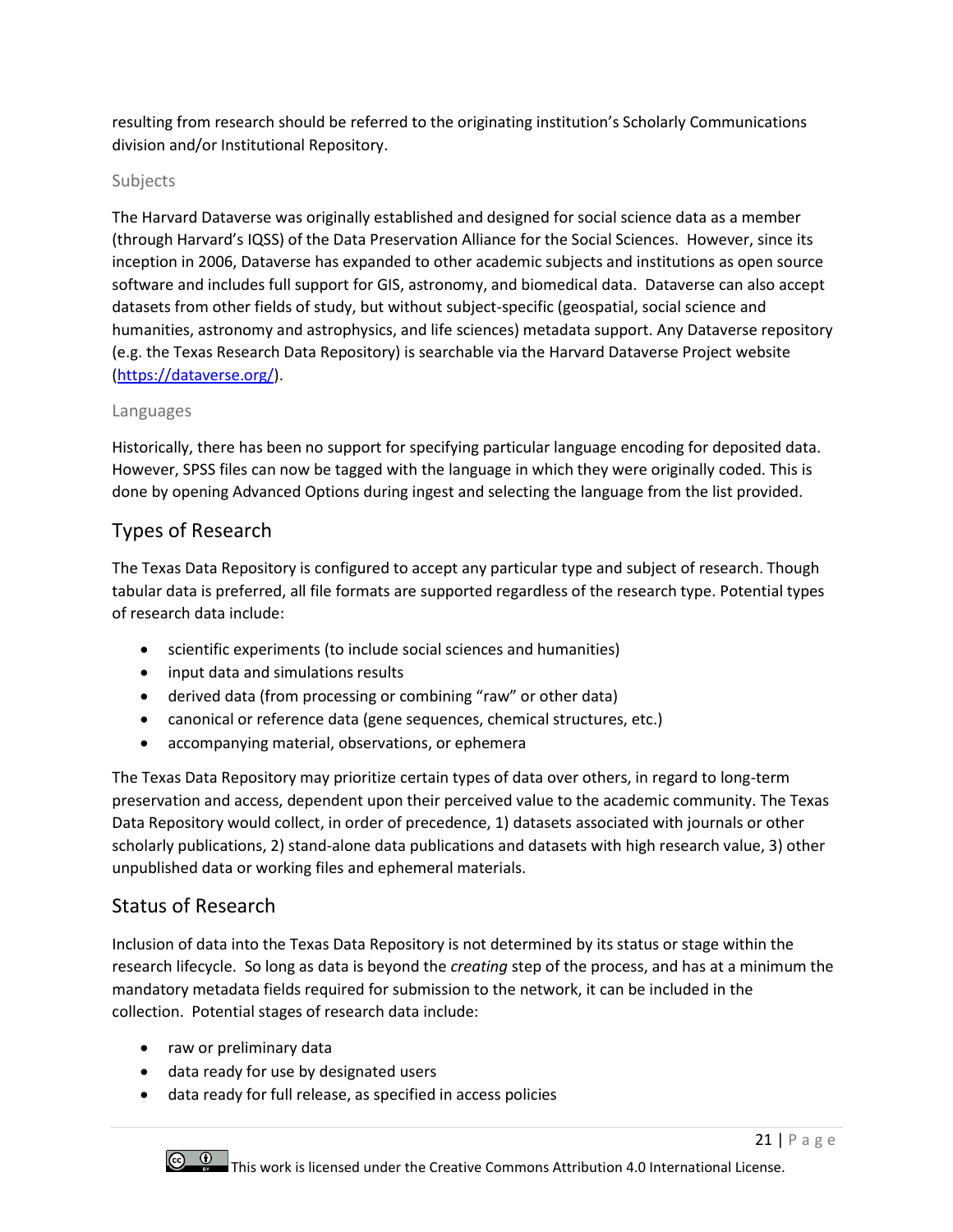resulting from research should be referred to the originating institution's Scholarly Communications division and/or Institutional Repository.

### Subjects

The Harvard Dataverse was originally established and designed for social science data as a member (through Harvard's IQSS) of the Data Preservation Alliance for the Social Sciences. However, since its inception in 2006, Dataverse has expanded to other academic subjects and institutions as open source software and includes full support for GIS, astronomy, and biomedical data. Dataverse can also accept datasets from other fields of study, but without subject-specific (geospatial, social science and humanities, astronomy and astrophysics, and life sciences) metadata support. Any Dataverse repository (e.g. the Texas Research Data Repository) is searchable via the Harvard Dataverse Project website (https://dataverse.org/).

### Languages

Historically, there has been no support for specifying particular language encoding for deposited data. However, SPSS files can now be tagged with the language in which they were originally coded. This is done by opening Advanced Options during ingest and selecting the language from the list provided.

## Types of Research

The Texas Data Repository is configured to accept any particular type and subject of research. Though tabular data is preferred, all file formats are supported regardless of the research type. Potential types of research data include:

- scientific experiments (to include social sciences and humanities)
- input data and simulations results
- derived data (from processing or combining "raw" or other data)
- canonical or reference data (gene sequences, chemical structures, etc.)
- accompanying material, observations, or ephemera

The Texas Data Repository may prioritize certain types of data over others, in regard to long-term preservation and access, dependent upon their perceived value to the academic community. The Texas Data Repository would collect, in order of precedence, 1) datasets associated with journals or other scholarly publications, 2) stand-alone data publications and datasets with high research value, 3) other unpublished data or working files and ephemeral materials.

## Status of Research

Inclusion of data into the Texas Data Repository is not determined by its status or stage within the research lifecycle. So long as data is beyond the *creating* step of the process, and has at a minimum the mandatory metadata fields required for submission to the network, it can be included in the collection. Potential stages of research data include:

- raw or preliminary data
- data ready for use by designated users
- data ready for full release, as specified in access policies

This work is licensed under the Creative Commons Attribution 4.0 International License.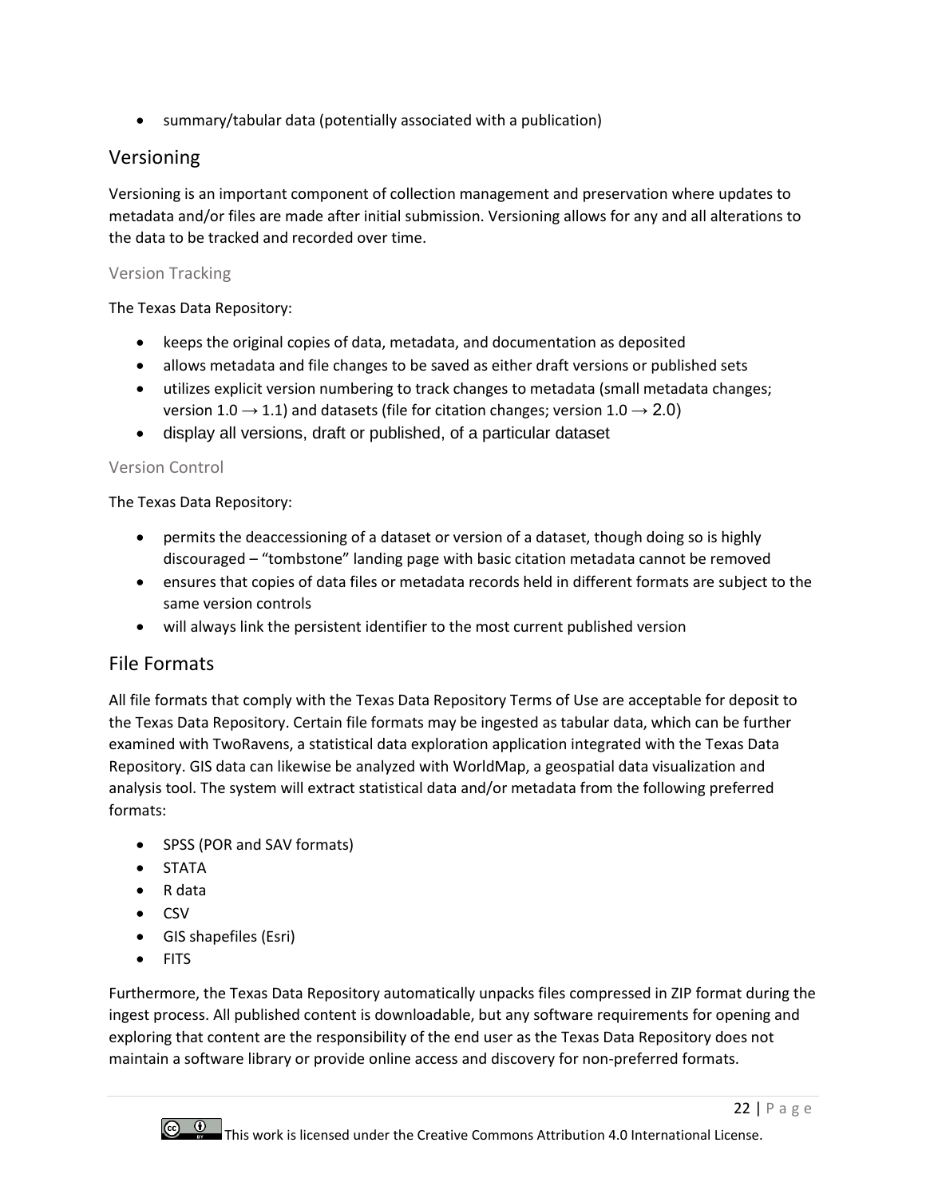- summary/tabular data (potentially associated with a publication)

## Versioning

Versioning is an important component of collection management and preservation where updates to metadata and/or files are made after initial submission. Versioning allows for any and all alterations to the data to be tracked and recorded over time.

### Version Tracking

The Texas Data Repository:

- keeps the original copies of data, metadata, and documentation as deposited
- allows metadata and file changes to be saved as either draft versions or published sets
- utilizes explicit version numbering to track changes to metadata (small metadata changes; version 1.0 → 1.1) and datasets (file for citation changes; version 1.0 → 2.0)
- display all versions, draft or published, of a particular dataset

### Version Control

The Texas Data Repository:

- permits the deaccessioning of a dataset or version of a dataset, though doing so is highly discouraged – "tombstone" landing page with basic citation metadata cannot be removed
- ensures that copies of data files or metadata records held in different formats are subject to the same version controls
- will always link the persistent identifier to the most current published version

## File Formats

All file formats that comply with the Texas Data Repository Terms of Use are acceptable for deposit to the Texas Data Repository. Certain file formats may be ingested as tabular data, which can be further examined with TwoRavens, a statistical data exploration application integrated with the Texas Data Repository. GIS data can likewise be analyzed with WorldMap, a geospatial data visualization and analysis tool. The system will extract statistical data and/or metadata from the following preferred formats:

- SPSS (POR and SAV formats)
- STATA
- R data
- CSV
- GIS shapefiles (Esri)
- FITS

Furthermore, the Texas Data Repository automatically unpacks files compressed in ZIP format during the ingest process. All published content is downloadable, but any software requirements for opening and exploring that content are the responsibility of the end user as the Texas Data Repository does not maintain a software library or provide online access and discovery for non-preferred formats.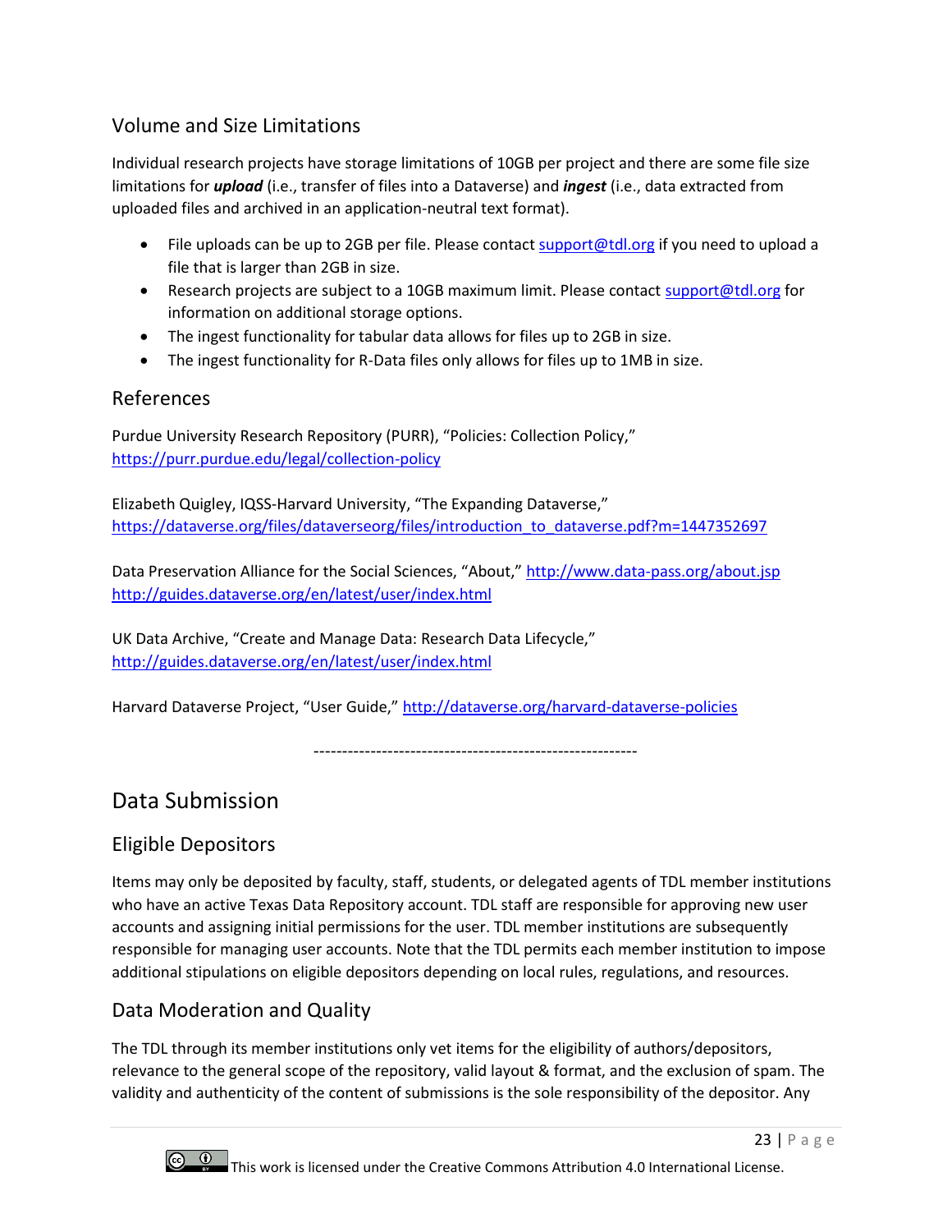### Volume and Size Limitations

Individual research projects have storage limitations of 10GB per project and there are some file size limitations for ***upload*** (i.e., transfer of files into a Dataverse) and ***ingest*** (i.e., data extracted from uploaded files and archived in an application-neutral text format).

- File uploads can be up to 2GB per file. Please contact support@tdl.org if you need to upload a file that is larger than 2GB in size.
- Research projects are subject to a 10GB maximum limit. Please contact support@tdl.org for information on additional storage options.
- The ingest functionality for tabular data allows for files up to 2GB in size.
- The ingest functionality for R-Data files only allows for files up to 1MB in size.

### References

Purdue University Research Repository (PURR), "Policies: Collection Policy," https://purr.purdue.edu/legal/collection-policy

Elizabeth Quigley, IQSS-Harvard University, "The Expanding Dataverse," https://dataverse.org/files/dataverseorg/files/introduction_to_dataverse.pdf?m=1447352697

Data Preservation Alliance for the Social Sciences, "About," http://www.data-pass.org/about.jsp http://guides.dataverse.org/en/latest/user/index.html

UK Data Archive, "Create and Manage Data: Research Data Lifecycle," http://guides.dataverse.org/en/latest/user/index.html

Harvard Dataverse Project, "User Guide," http://dataverse.org/harvard-dataverse-policies

---------------------------------------------------------

## Data Submission

### Eligible Depositors

Items may only be deposited by faculty, staff, students, or delegated agents of TDL member institutions who have an active Texas Data Repository account. TDL staff are responsible for approving new user accounts and assigning initial permissions for the user. TDL member institutions are subsequently responsible for managing user accounts. Note that the TDL permits each member institution to impose additional stipulations on eligible depositors depending on local rules, regulations, and resources.

### Data Moderation and Quality

The TDL through its member institutions only vet items for the eligibility of authors/depositors, relevance to the general scope of the repository, valid layout & format, and the exclusion of spam. The validity and authenticity of the content of submissions is the sole responsibility of the depositor. Any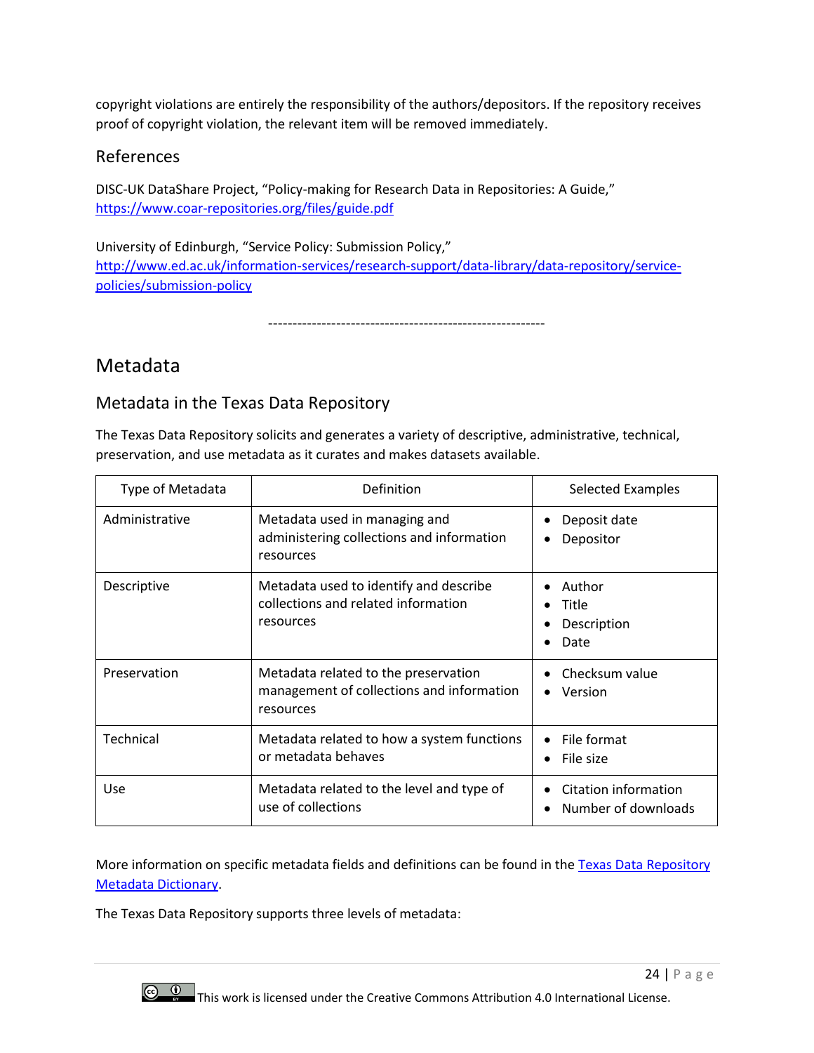copyright violations are entirely the responsibility of the authors/depositors. If the repository receives proof of copyright violation, the relevant item will be removed immediately.

## References

DISC-UK DataShare Project, "Policy-making for Research Data in Repositories: A Guide," https://www.coar-repositories.org/files/guide.pdf

University of Edinburgh, "Service Policy: Submission Policy," http://www.ed.ac.uk/information-services/research-support/data-library/data-repository/service-policies/submission-policy

---------------------------------------------------------

# Metadata

## Metadata in the Texas Data Repository

The Texas Data Repository solicits and generates a variety of descriptive, administrative, technical, preservation, and use metadata as it curates and makes datasets available.

| Type of Metadata | Definition | Selected Examples |
|---|---|---|
| Administrative | Metadata used in managing and administering collections and information resources | • Deposit date<br>• Depositor |
| Descriptive | Metadata used to identify and describe collections and related information resources | • Author<br>• Title<br>• Description<br>• Date |
| Preservation | Metadata related to the preservation management of collections and information resources | • Checksum value<br>• Version |
| Technical | Metadata related to how a system functions or metadata behaves | • File format<br>• File size |
| Use | Metadata related to the level and type of use of collections | • Citation information<br>• Number of downloads |

More information on specific metadata fields and definitions can be found in the Texas Data Repository Metadata Dictionary.

The Texas Data Repository supports three levels of metadata:

This work is licensed under the Creative Commons Attribution 4.0 International License.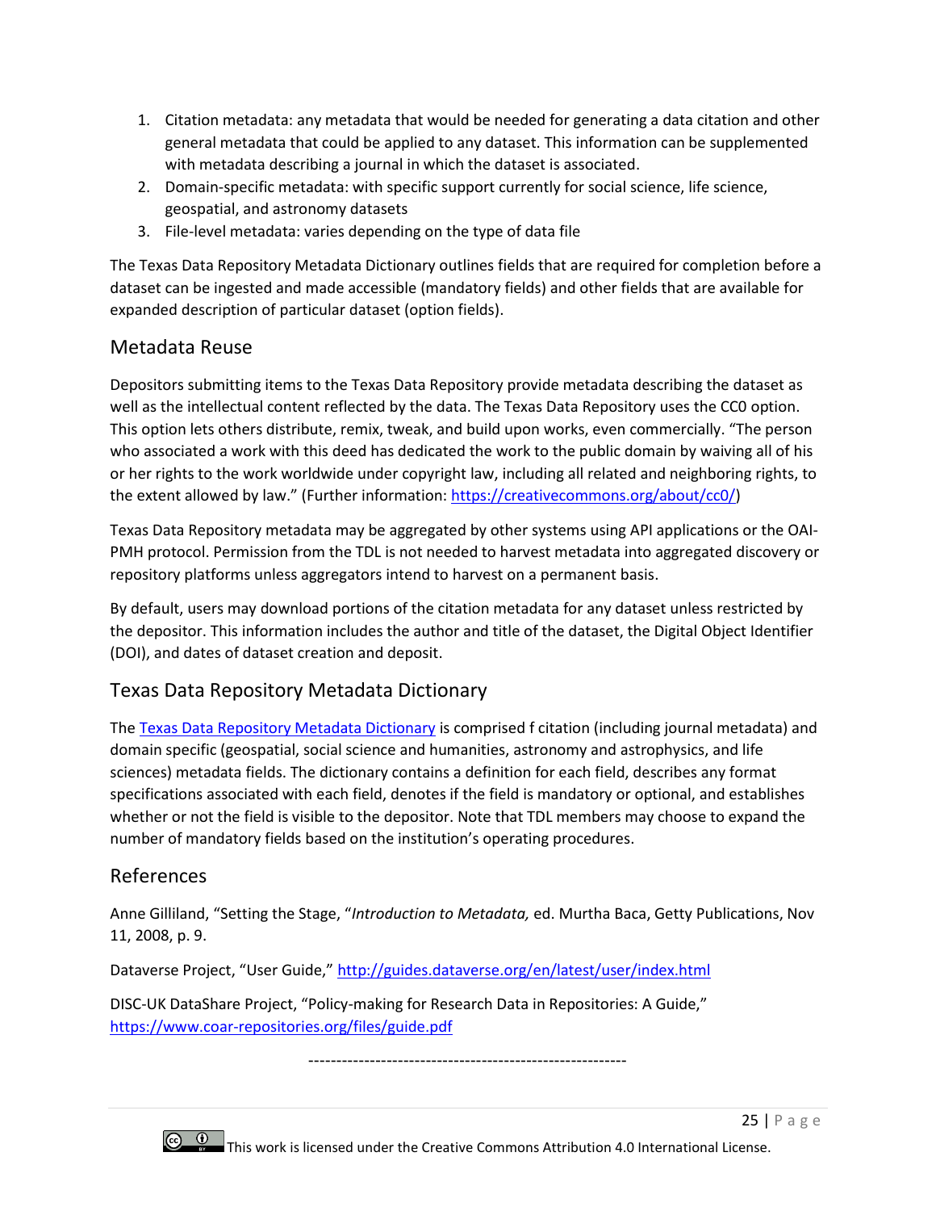1. Citation metadata: any metadata that would be needed for generating a data citation and other general metadata that could be applied to any dataset. This information can be supplemented with metadata describing a journal in which the dataset is associated.
2. Domain-specific metadata: with specific support currently for social science, life science, geospatial, and astronomy datasets
3. File-level metadata: varies depending on the type of data file

The Texas Data Repository Metadata Dictionary outlines fields that are required for completion before a dataset can be ingested and made accessible (mandatory fields) and other fields that are available for expanded description of particular dataset (option fields).

## Metadata Reuse

Depositors submitting items to the Texas Data Repository provide metadata describing the dataset as well as the intellectual content reflected by the data. The Texas Data Repository uses the CC0 option. This option lets others distribute, remix, tweak, and build upon works, even commercially. "The person who associated a work with this deed has dedicated the work to the public domain by waiving all of his or her rights to the work worldwide under copyright law, including all related and neighboring rights, to the extent allowed by law." (Further information: https://creativecommons.org/about/cc0/)

Texas Data Repository metadata may be aggregated by other systems using API applications or the OAI-PMH protocol. Permission from the TDL is not needed to harvest metadata into aggregated discovery or repository platforms unless aggregators intend to harvest on a permanent basis.

By default, users may download portions of the citation metadata for any dataset unless restricted by the depositor. This information includes the author and title of the dataset, the Digital Object Identifier (DOI), and dates of dataset creation and deposit.

## Texas Data Repository Metadata Dictionary

The Texas Data Repository Metadata Dictionary is comprised f citation (including journal metadata) and domain specific (geospatial, social science and humanities, astronomy and astrophysics, and life sciences) metadata fields. The dictionary contains a definition for each field, describes any format specifications associated with each field, denotes if the field is mandatory or optional, and establishes whether or not the field is visible to the depositor. Note that TDL members may choose to expand the number of mandatory fields based on the institution's operating procedures.

## References

Anne Gilliland, "Setting the Stage, "*Introduction to Metadata,* ed. Murtha Baca, Getty Publications, Nov 11, 2008, p. 9.

Dataverse Project, "User Guide," http://guides.dataverse.org/en/latest/user/index.html

DISC-UK DataShare Project, "Policy-making for Research Data in Repositories: A Guide," https://www.coar-repositories.org/files/guide.pdf

---------------------------------------------------------

This work is licensed under the Creative Commons Attribution 4.0 International License.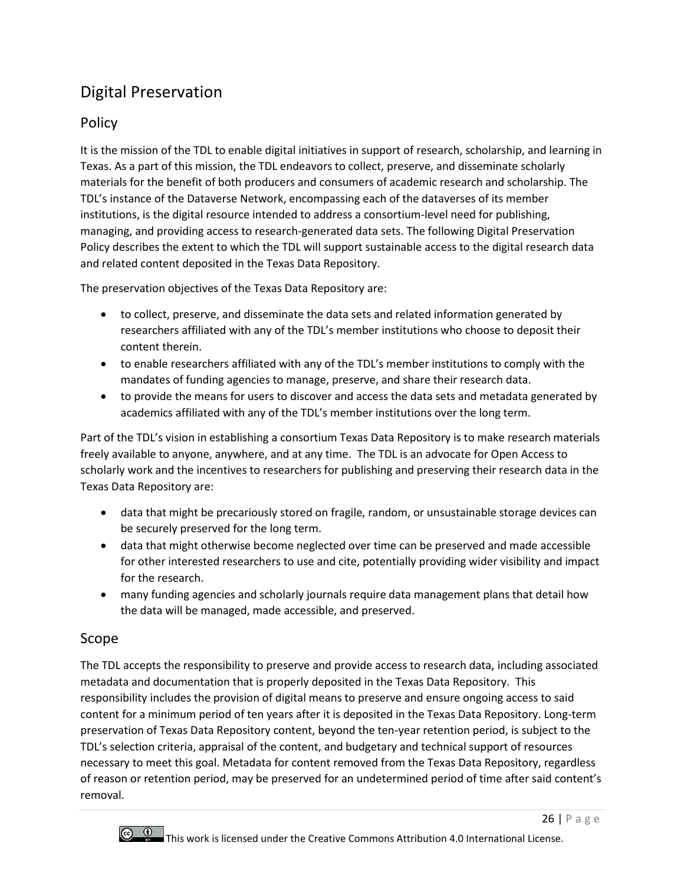# Digital Preservation

## Policy

It is the mission of the TDL to enable digital initiatives in support of research, scholarship, and learning in Texas. As a part of this mission, the TDL endeavors to collect, preserve, and disseminate scholarly materials for the benefit of both producers and consumers of academic research and scholarship. The TDL's instance of the Dataverse Network, encompassing each of the dataverses of its member institutions, is the digital resource intended to address a consortium-level need for publishing, managing, and providing access to research-generated data sets. The following Digital Preservation Policy describes the extent to which the TDL will support sustainable access to the digital research data and related content deposited in the Texas Data Repository.

The preservation objectives of the Texas Data Repository are:

- to collect, preserve, and disseminate the data sets and related information generated by researchers affiliated with any of the TDL's member institutions who choose to deposit their content therein.
- to enable researchers affiliated with any of the TDL's member institutions to comply with the mandates of funding agencies to manage, preserve, and share their research data.
- to provide the means for users to discover and access the data sets and metadata generated by academics affiliated with any of the TDL's member institutions over the long term.

Part of the TDL's vision in establishing a consortium Texas Data Repository is to make research materials freely available to anyone, anywhere, and at any time. The TDL is an advocate for Open Access to scholarly work and the incentives to researchers for publishing and preserving their research data in the Texas Data Repository are:

- data that might be precariously stored on fragile, random, or unsustainable storage devices can be securely preserved for the long term.
- data that might otherwise become neglected over time can be preserved and made accessible for other interested researchers to use and cite, potentially providing wider visibility and impact for the research.
- many funding agencies and scholarly journals require data management plans that detail how the data will be managed, made accessible, and preserved.

## Scope

The TDL accepts the responsibility to preserve and provide access to research data, including associated metadata and documentation that is properly deposited in the Texas Data Repository. This responsibility includes the provision of digital means to preserve and ensure ongoing access to said content for a minimum period of ten years after it is deposited in the Texas Data Repository. Long-term preservation of Texas Data Repository content, beyond the ten-year retention period, is subject to the TDL's selection criteria, appraisal of the content, and budgetary and technical support of resources necessary to meet this goal. Metadata for content removed from the Texas Data Repository, regardless of reason or retention period, may be preserved for an undetermined period of time after said content's removal.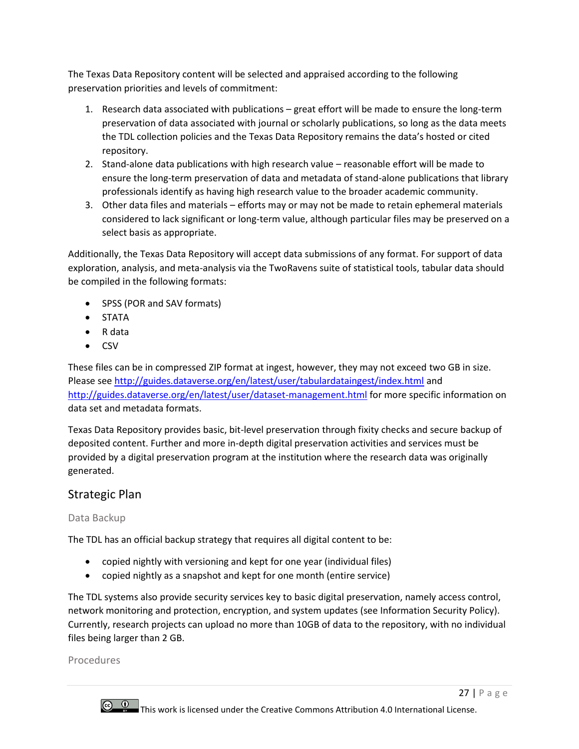The Texas Data Repository content will be selected and appraised according to the following preservation priorities and levels of commitment:

1. Research data associated with publications – great effort will be made to ensure the long-term preservation of data associated with journal or scholarly publications, so long as the data meets the TDL collection policies and the Texas Data Repository remains the data's hosted or cited repository.
2. Stand-alone data publications with high research value – reasonable effort will be made to ensure the long-term preservation of data and metadata of stand-alone publications that library professionals identify as having high research value to the broader academic community.
3. Other data files and materials – efforts may or may not be made to retain ephemeral materials considered to lack significant or long-term value, although particular files may be preserved on a select basis as appropriate.

Additionally, the Texas Data Repository will accept data submissions of any format. For support of data exploration, analysis, and meta-analysis via the TwoRavens suite of statistical tools, tabular data should be compiled in the following formats:

- SPSS (POR and SAV formats)
- STATA
- R data
- CSV

These files can be in compressed ZIP format at ingest, however, they may not exceed two GB in size. Please see http://guides.dataverse.org/en/latest/user/tabulardataingest/index.html and http://guides.dataverse.org/en/latest/user/dataset-management.html for more specific information on data set and metadata formats.

Texas Data Repository provides basic, bit-level preservation through fixity checks and secure backup of deposited content. Further and more in-depth digital preservation activities and services must be provided by a digital preservation program at the institution where the research data was originally generated.

## Strategic Plan

### Data Backup

The TDL has an official backup strategy that requires all digital content to be:

- copied nightly with versioning and kept for one year (individual files)
- copied nightly as a snapshot and kept for one month (entire service)

The TDL systems also provide security services key to basic digital preservation, namely access control, network monitoring and protection, encryption, and system updates (see Information Security Policy). Currently, research projects can upload no more than 10GB of data to the repository, with no individual files being larger than 2 GB.

### Procedures

This work is licensed under the Creative Commons Attribution 4.0 International License.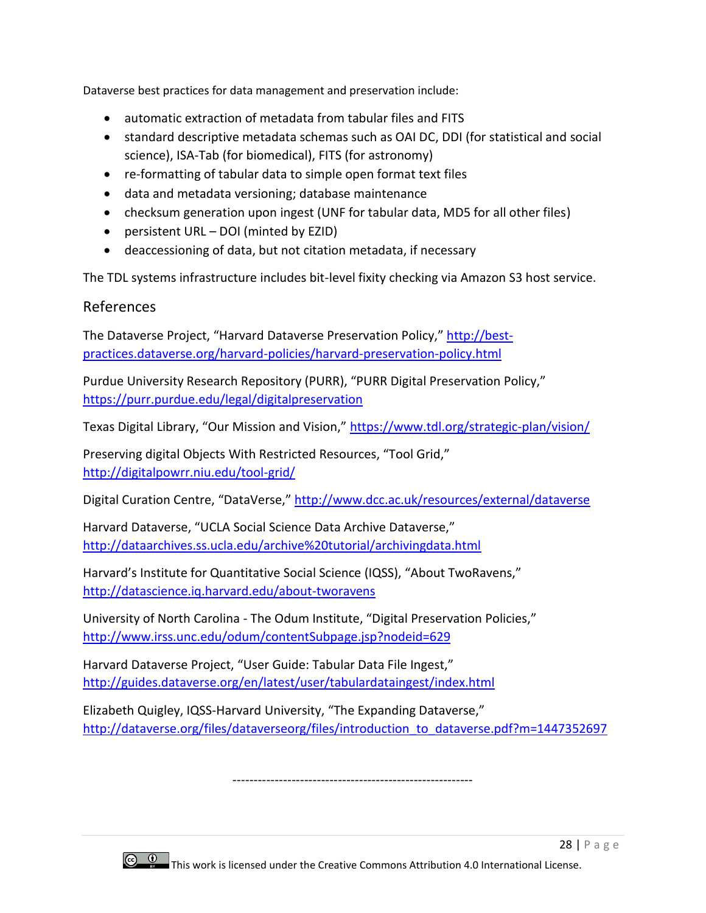Dataverse best practices for data management and preservation include:

- automatic extraction of metadata from tabular files and FITS
- standard descriptive metadata schemas such as OAI DC, DDI (for statistical and social science), ISA-Tab (for biomedical), FITS (for astronomy)
- re-formatting of tabular data to simple open format text files
- data and metadata versioning; database maintenance
- checksum generation upon ingest (UNF for tabular data, MD5 for all other files)
- persistent URL – DOI (minted by EZID)
- deaccessioning of data, but not citation metadata, if necessary

The TDL systems infrastructure includes bit-level fixity checking via Amazon S3 host service.

## References

The Dataverse Project, "Harvard Dataverse Preservation Policy," http://best-practices.dataverse.org/harvard-policies/harvard-preservation-policy.html

Purdue University Research Repository (PURR), "PURR Digital Preservation Policy," https://purr.purdue.edu/legal/digitalpreservation

Texas Digital Library, "Our Mission and Vision," https://www.tdl.org/strategic-plan/vision/

Preserving digital Objects With Restricted Resources, "Tool Grid," http://digitalpowrr.niu.edu/tool-grid/

Digital Curation Centre, "DataVerse," http://www.dcc.ac.uk/resources/external/dataverse

Harvard Dataverse, "UCLA Social Science Data Archive Dataverse," http://dataarchives.ss.ucla.edu/archive%20tutorial/archivingdata.html

Harvard's Institute for Quantitative Social Science (IQSS), "About TwoRavens," http://datascience.iq.harvard.edu/about-tworavens

University of North Carolina - The Odum Institute, "Digital Preservation Policies," http://www.irss.unc.edu/odum/contentSubpage.jsp?nodeid=629

Harvard Dataverse Project, "User Guide: Tabular Data File Ingest," http://guides.dataverse.org/en/latest/user/tabulardataingest/index.html

Elizabeth Quigley, IQSS-Harvard University, "The Expanding Dataverse," http://dataverse.org/files/dataverseorg/files/introduction_to_dataverse.pdf?m=1447352697

---------------------------------------------------------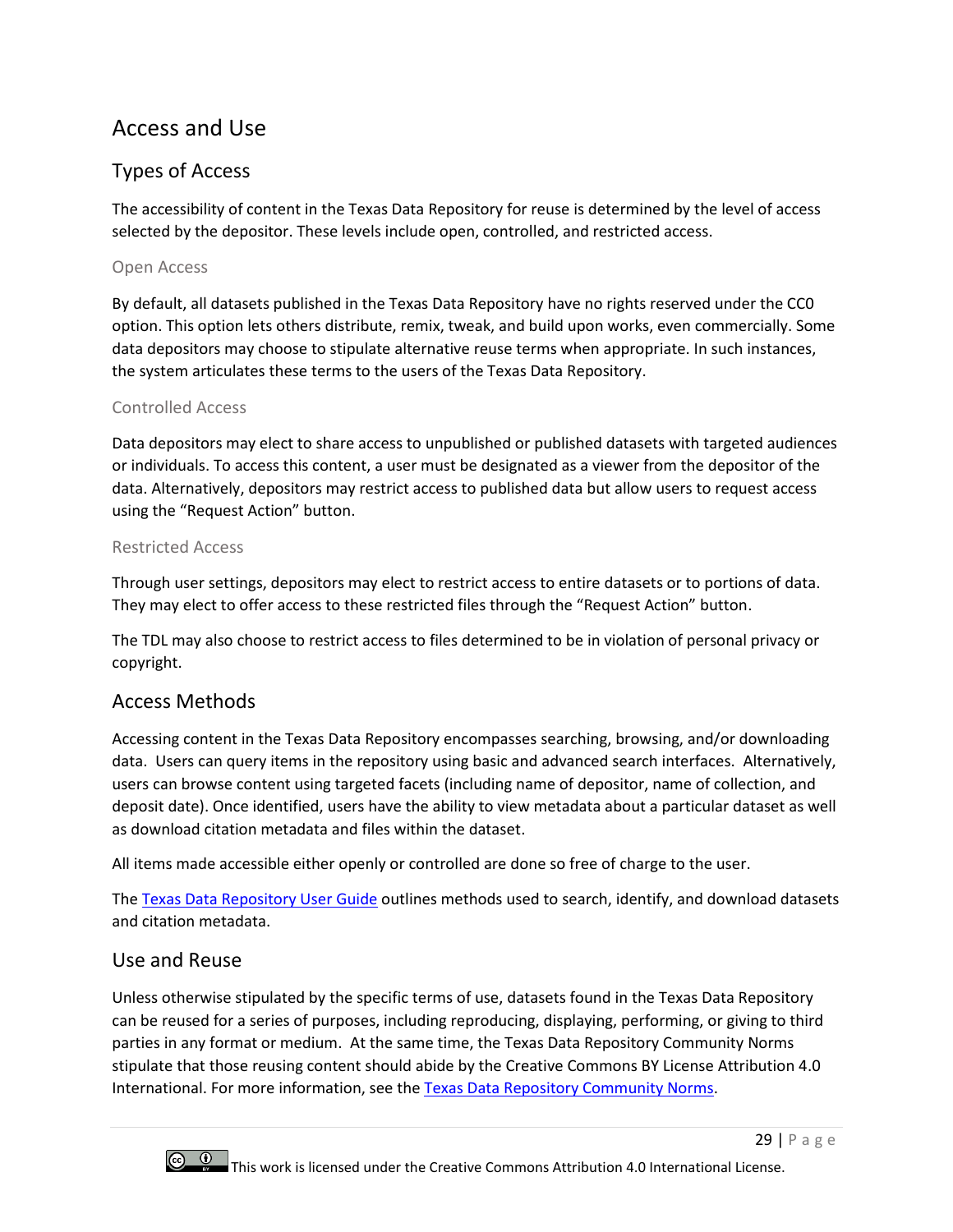# Access and Use

## Types of Access

The accessibility of content in the Texas Data Repository for reuse is determined by the level of access selected by the depositor. These levels include open, controlled, and restricted access.

### Open Access

By default, all datasets published in the Texas Data Repository have no rights reserved under the CC0 option. This option lets others distribute, remix, tweak, and build upon works, even commercially. Some data depositors may choose to stipulate alternative reuse terms when appropriate. In such instances, the system articulates these terms to the users of the Texas Data Repository.

### Controlled Access

Data depositors may elect to share access to unpublished or published datasets with targeted audiences or individuals. To access this content, a user must be designated as a viewer from the depositor of the data. Alternatively, depositors may restrict access to published data but allow users to request access using the "Request Action" button.

### Restricted Access

Through user settings, depositors may elect to restrict access to entire datasets or to portions of data. They may elect to offer access to these restricted files through the "Request Action" button.

The TDL may also choose to restrict access to files determined to be in violation of personal privacy or copyright.

## Access Methods

Accessing content in the Texas Data Repository encompasses searching, browsing, and/or downloading data. Users can query items in the repository using basic and advanced search interfaces. Alternatively, users can browse content using targeted facets (including name of depositor, name of collection, and deposit date). Once identified, users have the ability to view metadata about a particular dataset as well as download citation metadata and files within the dataset.

All items made accessible either openly or controlled are done so free of charge to the user.

The [Texas Data Repository User Guide](#) outlines methods used to search, identify, and download datasets and citation metadata.

## Use and Reuse

Unless otherwise stipulated by the specific terms of use, datasets found in the Texas Data Repository can be reused for a series of purposes, including reproducing, displaying, performing, or giving to third parties in any format or medium. At the same time, the Texas Data Repository Community Norms stipulate that those reusing content should abide by the Creative Commons BY License Attribution 4.0 International. For more information, see the [Texas Data Repository Community Norms](#).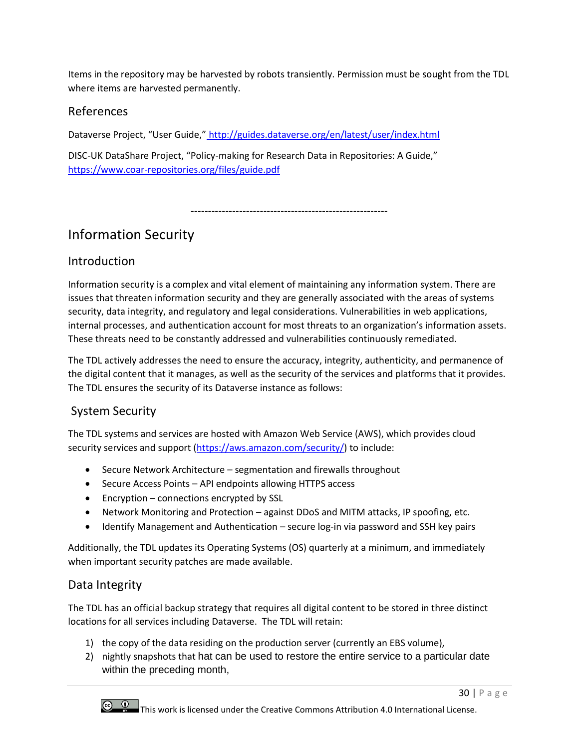Items in the repository may be harvested by robots transiently. Permission must be sought from the TDL where items are harvested permanently.

## References

Dataverse Project, "User Guide," http://guides.dataverse.org/en/latest/user/index.html

DISC-UK DataShare Project, "Policy-making for Research Data in Repositories: A Guide," https://www.coar-repositories.org/files/guide.pdf

---------------------------------------------------------

# Information Security

## Introduction

Information security is a complex and vital element of maintaining any information system. There are issues that threaten information security and they are generally associated with the areas of systems security, data integrity, and regulatory and legal considerations. Vulnerabilities in web applications, internal processes, and authentication account for most threats to an organization's information assets. These threats need to be constantly addressed and vulnerabilities continuously remediated.

The TDL actively addresses the need to ensure the accuracy, integrity, authenticity, and permanence of the digital content that it manages, as well as the security of the services and platforms that it provides. The TDL ensures the security of its Dataverse instance as follows:

## System Security

The TDL systems and services are hosted with Amazon Web Service (AWS), which provides cloud security services and support (https://aws.amazon.com/security/) to include:

- Secure Network Architecture – segmentation and firewalls throughout
- Secure Access Points – API endpoints allowing HTTPS access
- Encryption – connections encrypted by SSL
- Network Monitoring and Protection – against DDoS and MITM attacks, IP spoofing, etc.
- Identify Management and Authentication – secure log-in via password and SSH key pairs

Additionally, the TDL updates its Operating Systems (OS) quarterly at a minimum, and immediately when important security patches are made available.

## Data Integrity

The TDL has an official backup strategy that requires all digital content to be stored in three distinct locations for all services including Dataverse. The TDL will retain:

1) the copy of the data residing on the production server (currently an EBS volume),
2) nightly snapshots that hat can be used to restore the entire service to a particular date within the preceding month,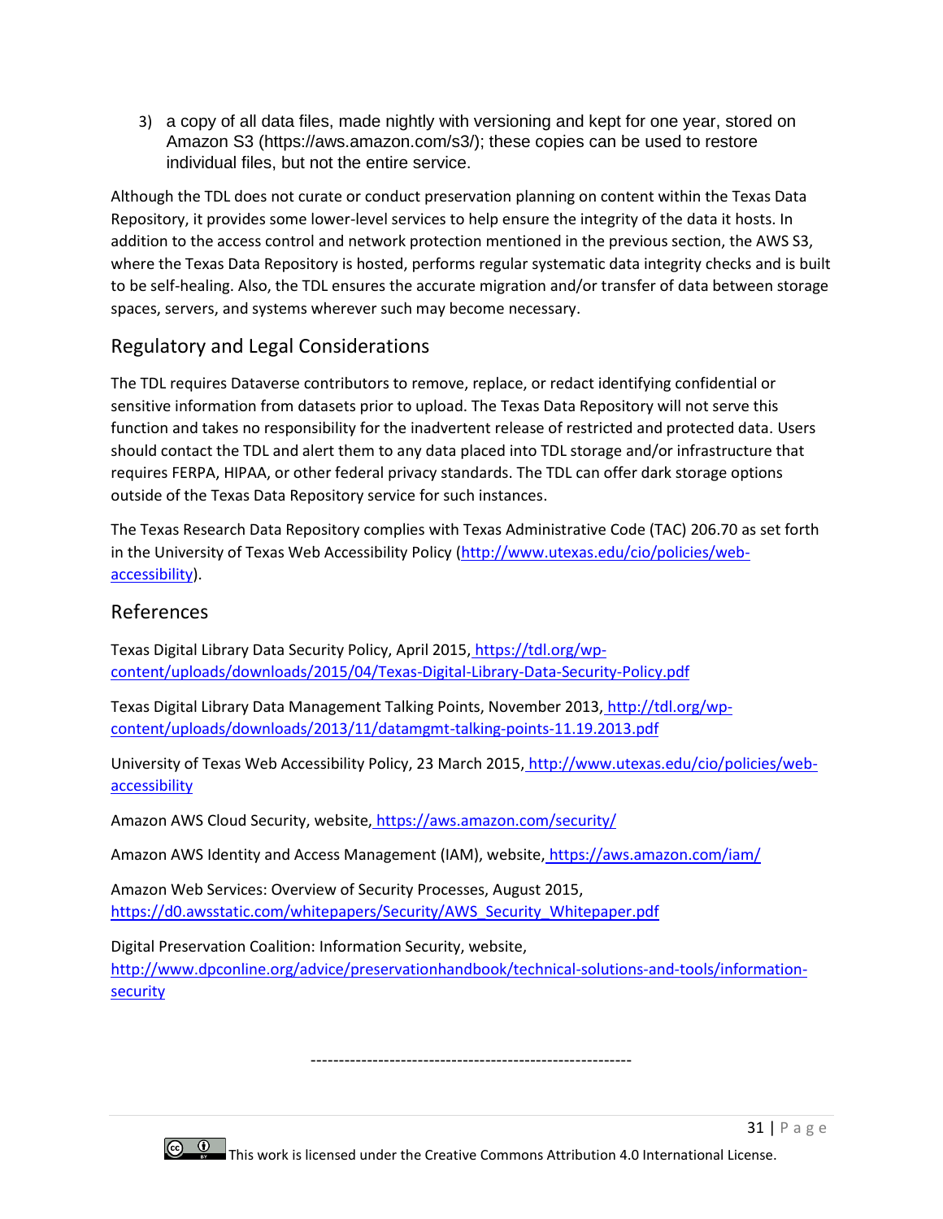3) a copy of all data files, made nightly with versioning and kept for one year, stored on Amazon S3 (https://aws.amazon.com/s3/); these copies can be used to restore individual files, but not the entire service.

Although the TDL does not curate or conduct preservation planning on content within the Texas Data Repository, it provides some lower-level services to help ensure the integrity of the data it hosts. In addition to the access control and network protection mentioned in the previous section, the AWS S3, where the Texas Data Repository is hosted, performs regular systematic data integrity checks and is built to be self-healing. Also, the TDL ensures the accurate migration and/or transfer of data between storage spaces, servers, and systems wherever such may become necessary.

## Regulatory and Legal Considerations

The TDL requires Dataverse contributors to remove, replace, or redact identifying confidential or sensitive information from datasets prior to upload. The Texas Data Repository will not serve this function and takes no responsibility for the inadvertent release of restricted and protected data. Users should contact the TDL and alert them to any data placed into TDL storage and/or infrastructure that requires FERPA, HIPAA, or other federal privacy standards. The TDL can offer dark storage options outside of the Texas Data Repository service for such instances.

The Texas Research Data Repository complies with Texas Administrative Code (TAC) 206.70 as set forth in the University of Texas Web Accessibility Policy (http://www.utexas.edu/cio/policies/web-accessibility).

## References

Texas Digital Library Data Security Policy, April 2015, https://tdl.org/wp-content/uploads/downloads/2015/04/Texas-Digital-Library-Data-Security-Policy.pdf

Texas Digital Library Data Management Talking Points, November 2013, http://tdl.org/wp-content/uploads/downloads/2013/11/datamgmt-talking-points-11.19.2013.pdf

University of Texas Web Accessibility Policy, 23 March 2015, http://www.utexas.edu/cio/policies/web-accessibility

Amazon AWS Cloud Security, website, https://aws.amazon.com/security/

Amazon AWS Identity and Access Management (IAM), website, https://aws.amazon.com/iam/

Amazon Web Services: Overview of Security Processes, August 2015, https://d0.awsstatic.com/whitepapers/Security/AWS_Security_Whitepaper.pdf

Digital Preservation Coalition: Information Security, website, http://www.dpconline.org/advice/preservationhandbook/technical-solutions-and-tools/information-security

---------------------------------------------------------

This work is licensed under the Creative Commons Attribution 4.0 International License.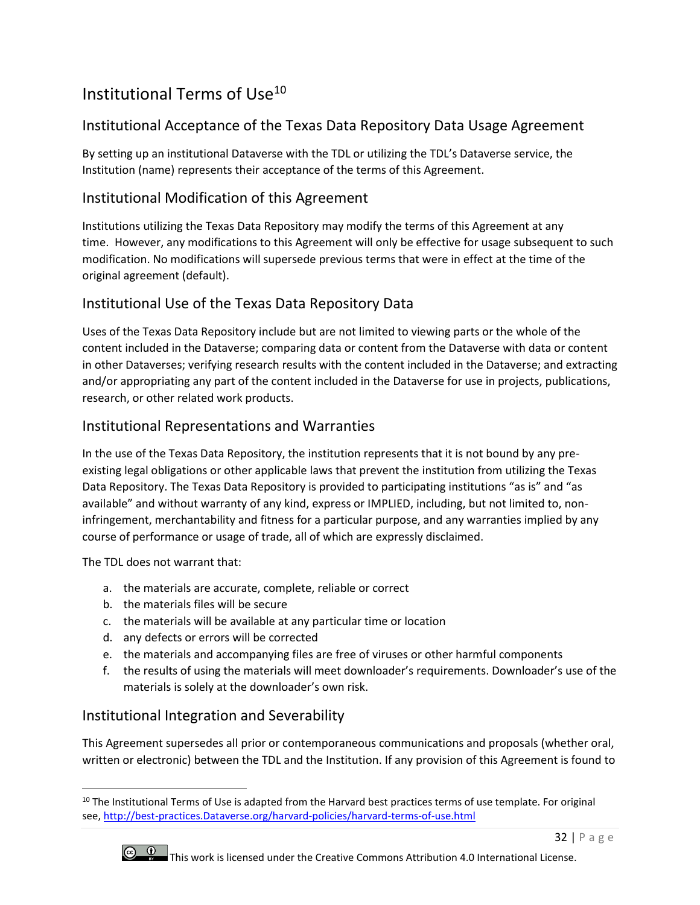# Institutional Terms of Use[10]

## Institutional Acceptance of the Texas Data Repository Data Usage Agreement

By setting up an institutional Dataverse with the TDL or utilizing the TDL's Dataverse service, the Institution (name) represents their acceptance of the terms of this Agreement.

## Institutional Modification of this Agreement

Institutions utilizing the Texas Data Repository may modify the terms of this Agreement at any time. However, any modifications to this Agreement will only be effective for usage subsequent to such modification. No modifications will supersede previous terms that were in effect at the time of the original agreement (default).

## Institutional Use of the Texas Data Repository Data

Uses of the Texas Data Repository include but are not limited to viewing parts or the whole of the content included in the Dataverse; comparing data or content from the Dataverse with data or content in other Dataverses; verifying research results with the content included in the Dataverse; and extracting and/or appropriating any part of the content included in the Dataverse for use in projects, publications, research, or other related work products.

## Institutional Representations and Warranties

In the use of the Texas Data Repository, the institution represents that it is not bound by any pre-existing legal obligations or other applicable laws that prevent the institution from utilizing the Texas Data Repository. The Texas Data Repository is provided to participating institutions "as is" and "as available" and without warranty of any kind, express or IMPLIED, including, but not limited to, non-infringement, merchantability and fitness for a particular purpose, and any warranties implied by any course of performance or usage of trade, all of which are expressly disclaimed.

The TDL does not warrant that:

a. the materials are accurate, complete, reliable or correct
b. the materials files will be secure
c. the materials will be available at any particular time or location
d. any defects or errors will be corrected
e. the materials and accompanying files are free of viruses or other harmful components
f. the results of using the materials will meet downloader's requirements. Downloader's use of the materials is solely at the downloader's own risk.

## Institutional Integration and Severability

This Agreement supersedes all prior or contemporaneous communications and proposals (whether oral, written or electronic) between the TDL and the Institution. If any provision of this Agreement is found to

---

[10] The Institutional Terms of Use is adapted from the Harvard best practices terms of use template. For original see, http://best-practices.Dataverse.org/harvard-policies/harvard-terms-of-use.html

This work is licensed under the Creative Commons Attribution 4.0 International License.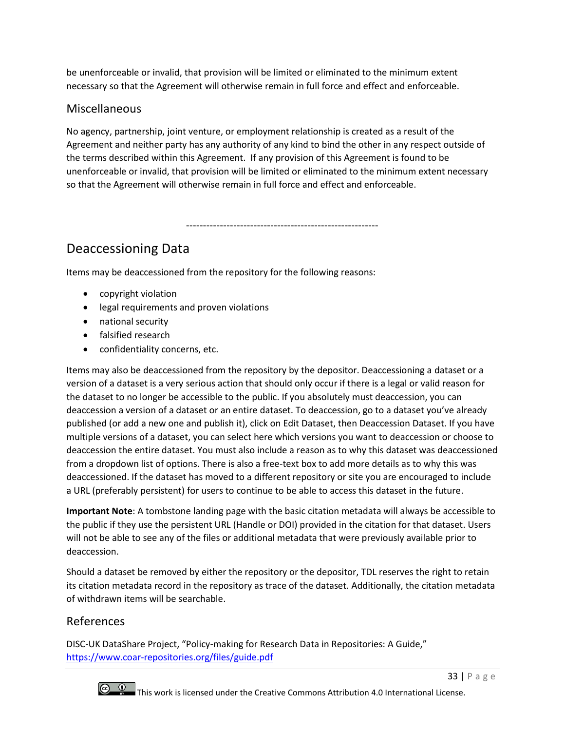be unenforceable or invalid, that provision will be limited or eliminated to the minimum extent necessary so that the Agreement will otherwise remain in full force and effect and enforceable.

## Miscellaneous

No agency, partnership, joint venture, or employment relationship is created as a result of the Agreement and neither party has any authority of any kind to bind the other in any respect outside of the terms described within this Agreement. If any provision of this Agreement is found to be unenforceable or invalid, that provision will be limited or eliminated to the minimum extent necessary so that the Agreement will otherwise remain in full force and effect and enforceable.

---------------------------------------------------------

# Deaccessioning Data

Items may be deaccessioned from the repository for the following reasons:

- copyright violation
- legal requirements and proven violations
- national security
- falsified research
- confidentiality concerns, etc.

Items may also be deaccessioned from the repository by the depositor. Deaccessioning a dataset or a version of a dataset is a very serious action that should only occur if there is a legal or valid reason for the dataset to no longer be accessible to the public. If you absolutely must deaccession, you can deaccession a version of a dataset or an entire dataset. To deaccession, go to a dataset you've already published (or add a new one and publish it), click on Edit Dataset, then Deaccession Dataset. If you have multiple versions of a dataset, you can select here which versions you want to deaccession or choose to deaccession the entire dataset. You must also include a reason as to why this dataset was deaccessioned from a dropdown list of options. There is also a free-text box to add more details as to why this was deaccessioned. If the dataset has moved to a different repository or site you are encouraged to include a URL (preferably persistent) for users to continue to be able to access this dataset in the future.

**Important Note**: A tombstone landing page with the basic citation metadata will always be accessible to the public if they use the persistent URL (Handle or DOI) provided in the citation for that dataset. Users will not be able to see any of the files or additional metadata that were previously available prior to deaccession.

Should a dataset be removed by either the repository or the depositor, TDL reserves the right to retain its citation metadata record in the repository as trace of the dataset. Additionally, the citation metadata of withdrawn items will be searchable.

## References

DISC-UK DataShare Project, "Policy-making for Research Data in Repositories: A Guide," https://www.coar-repositories.org/files/guide.pdf

This work is licensed under the Creative Commons Attribution 4.0 International License.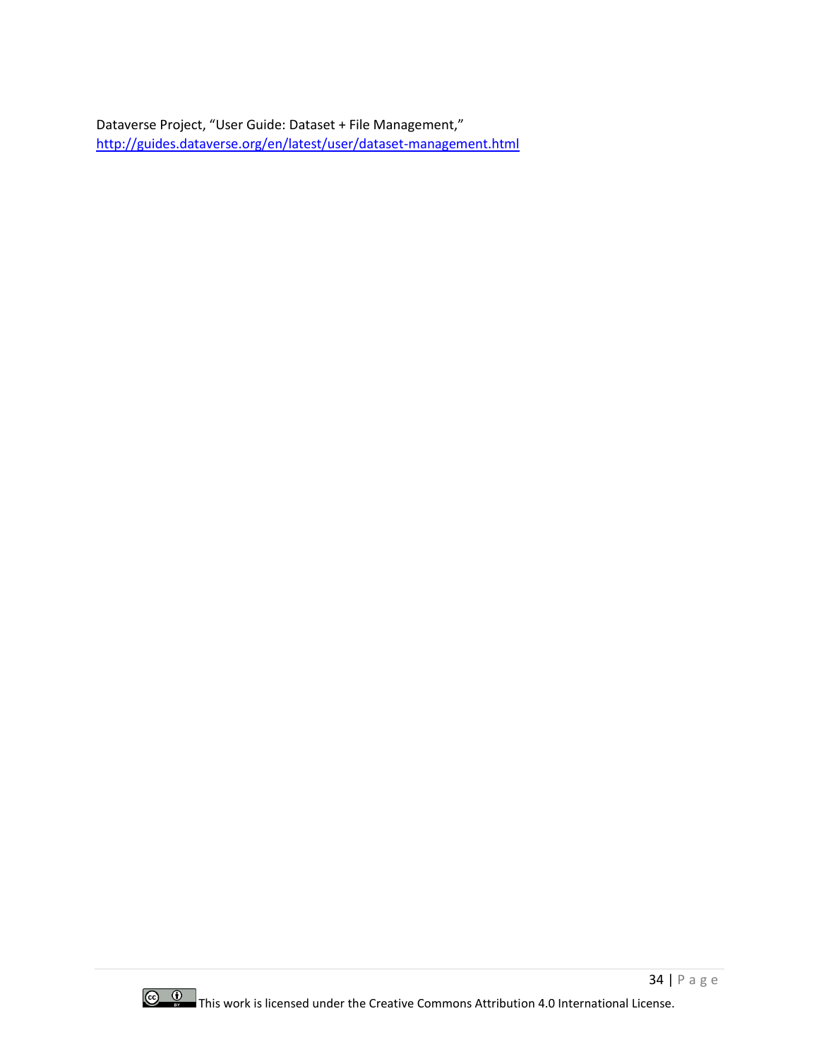Dataverse Project, “User Guide: Dataset + File Management,” http://guides.dataverse.org/en/latest/user/dataset-management.html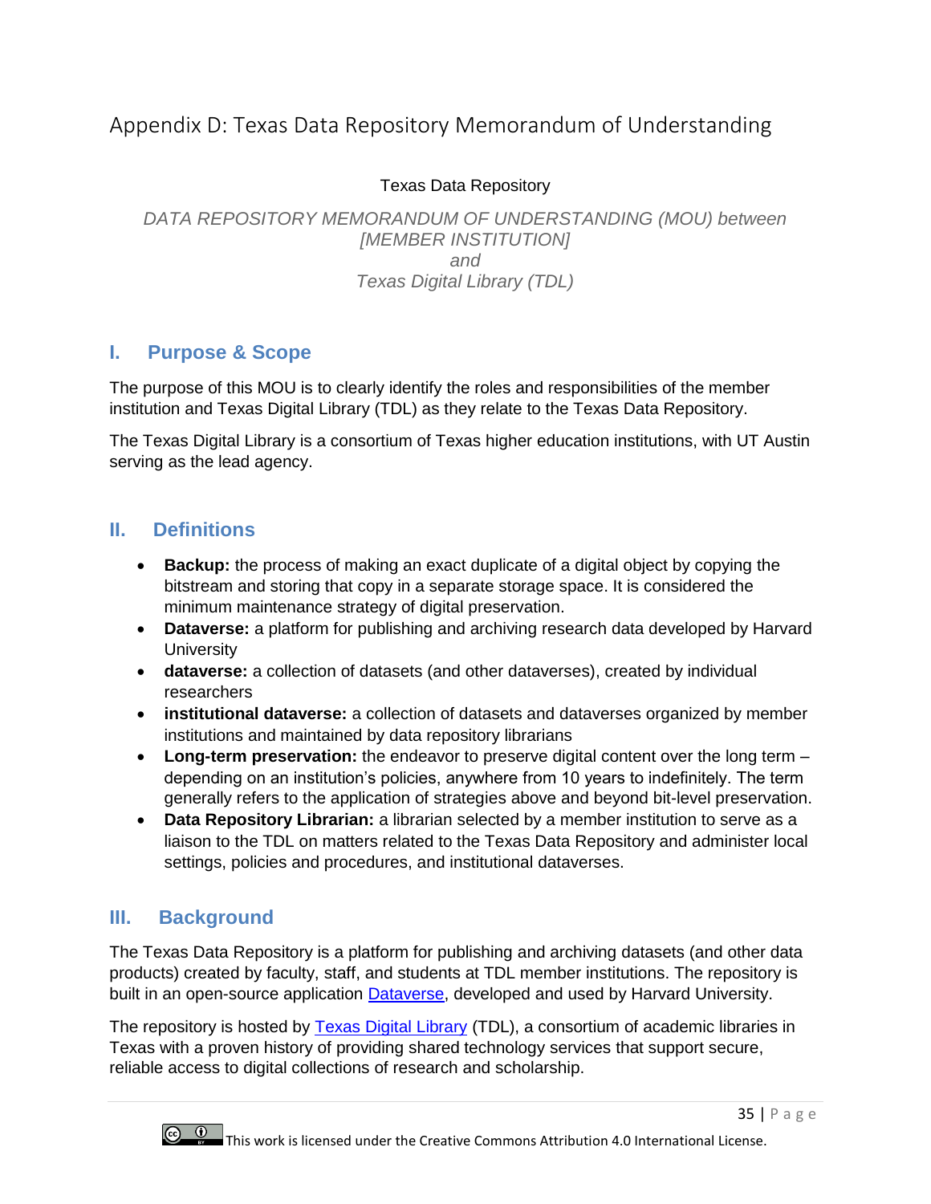# Appendix D: Texas Data Repository Memorandum of Understanding

Texas Data Repository

*DATA REPOSITORY MEMORANDUM OF UNDERSTANDING (MOU) between [MEMBER INSTITUTION] and Texas Digital Library (TDL)*

## I. Purpose & Scope

The purpose of this MOU is to clearly identify the roles and responsibilities of the member institution and Texas Digital Library (TDL) as they relate to the Texas Data Repository.

The Texas Digital Library is a consortium of Texas higher education institutions, with UT Austin serving as the lead agency.

## II. Definitions

- **Backup:** the process of making an exact duplicate of a digital object by copying the bitstream and storing that copy in a separate storage space. It is considered the minimum maintenance strategy of digital preservation.
- **Dataverse:** a platform for publishing and archiving research data developed by Harvard University
- **dataverse:** a collection of datasets (and other dataverses), created by individual researchers
- **institutional dataverse:** a collection of datasets and dataverses organized by member institutions and maintained by data repository librarians
- **Long-term preservation:** the endeavor to preserve digital content over the long term – depending on an institution's policies, anywhere from 10 years to indefinitely. The term generally refers to the application of strategies above and beyond bit-level preservation.
- **Data Repository Librarian:** a librarian selected by a member institution to serve as a liaison to the TDL on matters related to the Texas Data Repository and administer local settings, policies and procedures, and institutional dataverses.

## III. Background

The Texas Data Repository is a platform for publishing and archiving datasets (and other data products) created by faculty, staff, and students at TDL member institutions. The repository is built in an open-source application Dataverse, developed and used by Harvard University.

The repository is hosted by Texas Digital Library (TDL), a consortium of academic libraries in Texas with a proven history of providing shared technology services that support secure, reliable access to digital collections of research and scholarship.

This work is licensed under the Creative Commons Attribution 4.0 International License.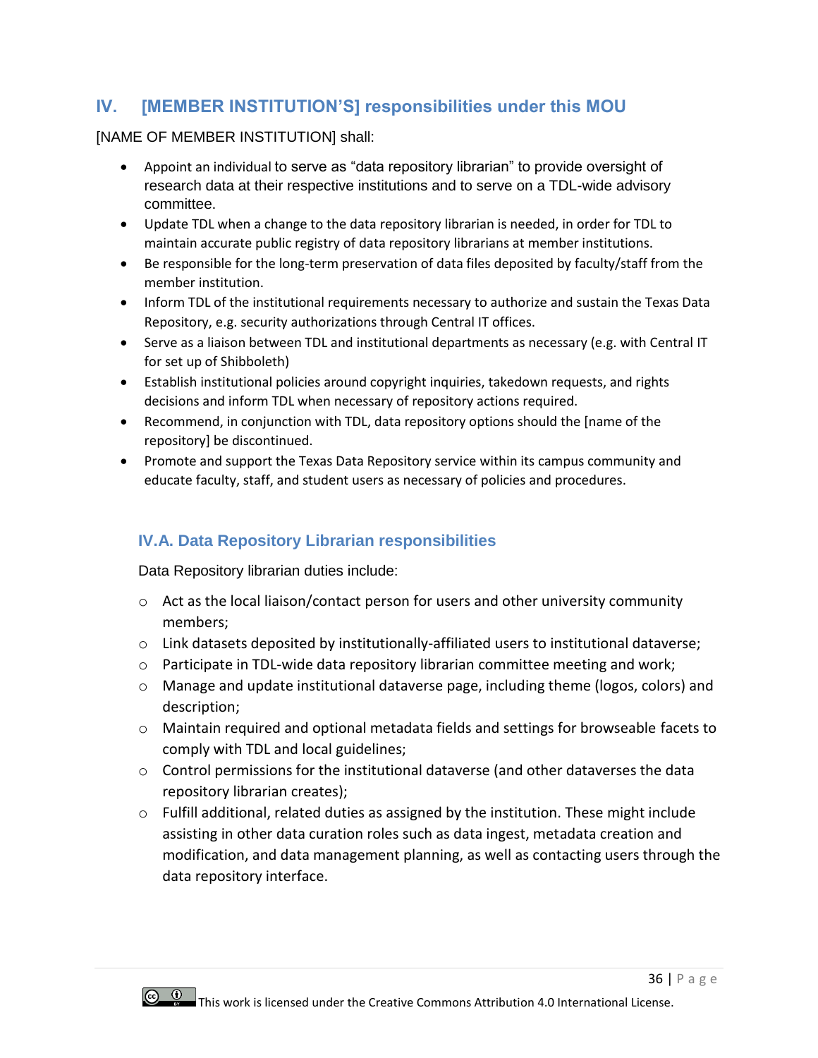## IV. [MEMBER INSTITUTION'S] responsibilities under this MOU

[NAME OF MEMBER INSTITUTION] shall:

- Appoint an individual to serve as "data repository librarian" to provide oversight of research data at their respective institutions and to serve on a TDL-wide advisory committee.
- Update TDL when a change to the data repository librarian is needed, in order for TDL to maintain accurate public registry of data repository librarians at member institutions.
- Be responsible for the long-term preservation of data files deposited by faculty/staff from the member institution.
- Inform TDL of the institutional requirements necessary to authorize and sustain the Texas Data Repository, e.g. security authorizations through Central IT offices.
- Serve as a liaison between TDL and institutional departments as necessary (e.g. with Central IT for set up of Shibboleth)
- Establish institutional policies around copyright inquiries, takedown requests, and rights decisions and inform TDL when necessary of repository actions required.
- Recommend, in conjunction with TDL, data repository options should the [name of the repository] be discontinued.
- Promote and support the Texas Data Repository service within its campus community and educate faculty, staff, and student users as necessary of policies and procedures.

### IV.A. Data Repository Librarian responsibilities

Data Repository librarian duties include:

- Act as the local liaison/contact person for users and other university community members;
- Link datasets deposited by institutionally-affiliated users to institutional dataverse;
- Participate in TDL-wide data repository librarian committee meeting and work;
- Manage and update institutional dataverse page, including theme (logos, colors) and description;
- Maintain required and optional metadata fields and settings for browseable facets to comply with TDL and local guidelines;
- Control permissions for the institutional dataverse (and other dataverses the data repository librarian creates);
- Fulfill additional, related duties as assigned by the institution. These might include assisting in other data curation roles such as data ingest, metadata creation and modification, and data management planning, as well as contacting users through the data repository interface.

This work is licensed under the Creative Commons Attribution 4.0 International License.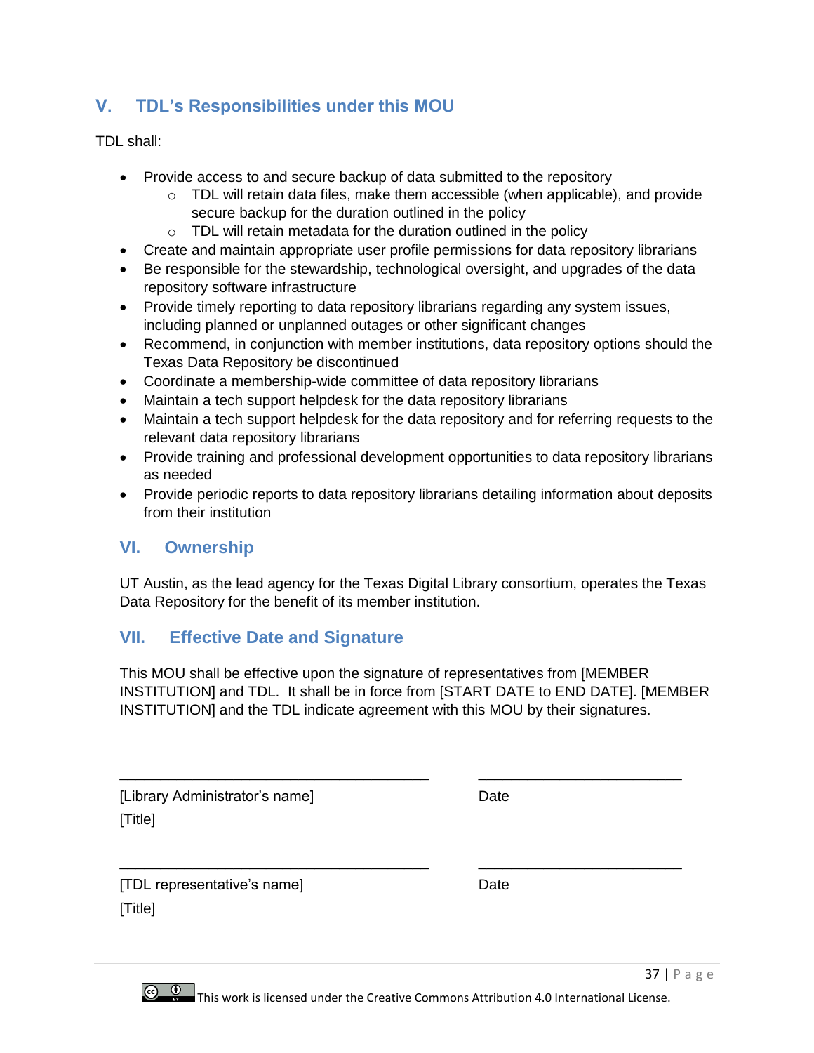## V. TDL's Responsibilities under this MOU

TDL shall:

- Provide access to and secure backup of data submitted to the repository
  - TDL will retain data files, make them accessible (when applicable), and provide secure backup for the duration outlined in the policy
  - TDL will retain metadata for the duration outlined in the policy
- Create and maintain appropriate user profile permissions for data repository librarians
- Be responsible for the stewardship, technological oversight, and upgrades of the data repository software infrastructure
- Provide timely reporting to data repository librarians regarding any system issues, including planned or unplanned outages or other significant changes
- Recommend, in conjunction with member institutions, data repository options should the Texas Data Repository be discontinued
- Coordinate a membership-wide committee of data repository librarians
- Maintain a tech support helpdesk for the data repository librarians
- Maintain a tech support helpdesk for the data repository and for referring requests to the relevant data repository librarians
- Provide training and professional development opportunities to data repository librarians as needed
- Provide periodic reports to data repository librarians detailing information about deposits from their institution

## VI. Ownership

UT Austin, as the lead agency for the Texas Digital Library consortium, operates the Texas Data Repository for the benefit of its member institution.

## VII. Effective Date and Signature

This MOU shall be effective upon the signature of representatives from [MEMBER INSTITUTION] and TDL. It shall be in force from [START DATE to END DATE]. [MEMBER INSTITUTION] and the TDL indicate agreement with this MOU by their signatures.

\_\_\_\_\_\_\_\_\_\_\_\_\_\_\_\_\_\_\_\_\_\_\_\_\_\_\_\_\_\_\_\_\_\_\_\_\_\_ \_\_\_\_\_\_\_\_\_\_\_\_\_\_\_\_\_\_\_\_\_\_\_\_\_\_

[Library Administrator's name] Date

[Title]

\_\_\_\_\_\_\_\_\_\_\_\_\_\_\_\_\_\_\_\_\_\_\_\_\_\_\_\_\_\_\_\_\_\_\_\_\_\_ \_\_\_\_\_\_\_\_\_\_\_\_\_\_\_\_\_\_\_\_\_\_\_\_\_\_

[TDL representative's name] Date

[Title]

This work is licensed under the Creative Commons Attribution 4.0 International License.